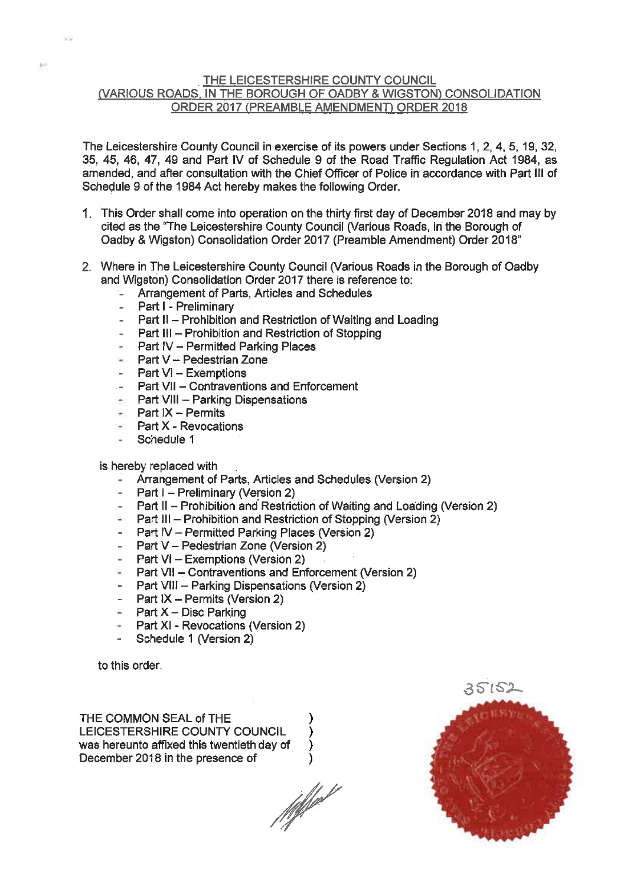# THE LEICESTERSHIRE COUNTY COUNCIL (VARIOUS ROADS, IN THE BOROUGH OF OADBY & WIGSTON) CONSOLIDATION ORDER 2017 (PREAMBLE AMENDMENT) ORDER 2018

The Leicestershire County Council in exercise of its powers under Sections 1, 2, 4, 5, 19, 32, 35, 45, 46, 47, 49 and Part IV of Schedule 9 of the Road Traffic Regulation Act 1984, as amended, and after consultation with the Chief Officer of Police in accordance with Part III of Schedule 9 of the 1984 Act hereby makes the following Order.

1. This Order shall come into operation on the thirty first day of December 2018 and may by cited as the "The Leicestershire County Council (Various Roads, in the Borough of Oadby & Wigston) Consolidation Order 2017 (Preamble Amendment) Order 2018"

2. Where in The Leicestershire County Council (Various Roads in the Borough of Oadby and Wigston) Consolidation Order 2017 there is reference to:
   - Arrangement of Parts, Articles and Schedules
   - Part I - Preliminary
   - Part II – Prohibition and Restriction of Waiting and Loading
   - Part III – Prohibition and Restriction of Stopping
   - Part IV – Permitted Parking Places
   - Part V – Pedestrian Zone
   - Part VI – Exemptions
   - Part VII – Contraventions and Enforcement
   - Part VIII – Parking Dispensations
   - Part IX – Permits
   - Part X - Revocations
   - Schedule 1

   is hereby replaced with
   - Arrangement of Parts, Articles and Schedules (Version 2)
   - Part I – Preliminary (Version 2)
   - Part II – Prohibition and Restriction of Waiting and Loading (Version 2)
   - Part III – Prohibition and Restriction of Stopping (Version 2)
   - Part IV – Permitted Parking Places (Version 2)
   - Part V – Pedestrian Zone (Version 2)
   - Part VI – Exemptions (Version 2)
   - Part VII – Contraventions and Enforcement (Version 2)
   - Part VIII – Parking Dispensations (Version 2)
   - Part IX – Permits (Version 2)
   - Part X – Disc Parking
   - Part XI - Revocations (Version 2)
   - Schedule 1 (Version 2)

   to this order.

THE COMMON SEAL of THE LEICESTERSHIRE COUNTY COUNCIL was hereunto affixed this twentieth day of December 2018 in the presence of )

35152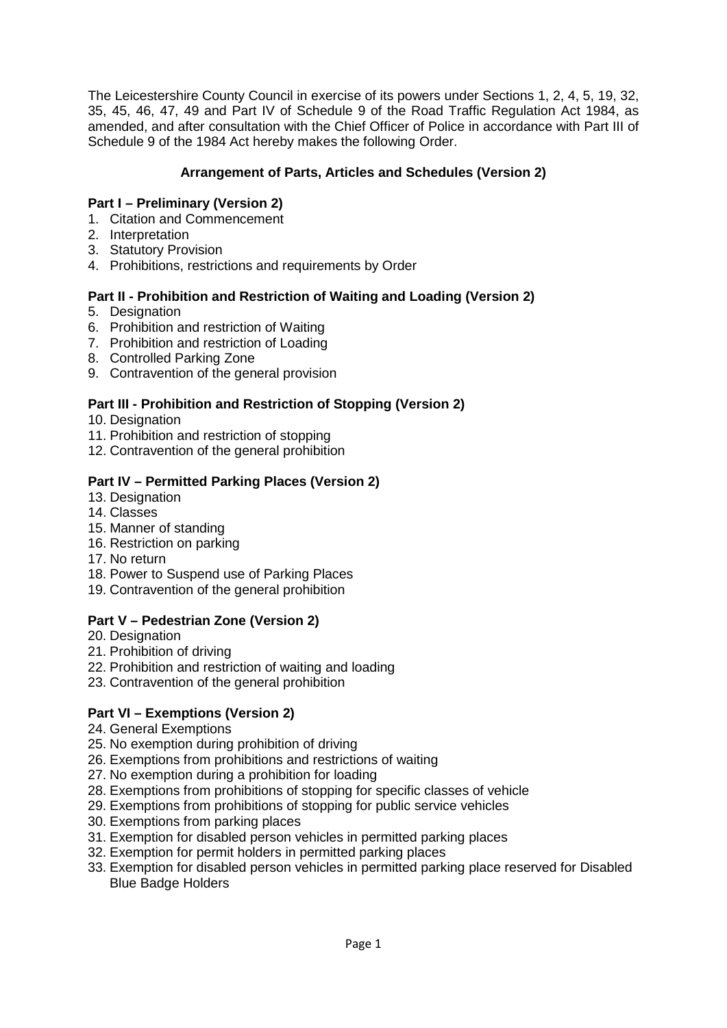The Leicestershire County Council in exercise of its powers under Sections 1, 2, 4, 5, 19, 32, 35, 45, 46, 47, 49 and Part IV of Schedule 9 of the Road Traffic Regulation Act 1984, as amended, and after consultation with the Chief Officer of Police in accordance with Part III of Schedule 9 of the 1984 Act hereby makes the following Order.

## Arrangement of Parts, Articles and Schedules (Version 2)

### Part I – Preliminary (Version 2)

1. Citation and Commencement
2. Interpretation
3. Statutory Provision
4. Prohibitions, restrictions and requirements by Order

### Part II - Prohibition and Restriction of Waiting and Loading (Version 2)

5. Designation
6. Prohibition and restriction of Waiting
7. Prohibition and restriction of Loading
8. Controlled Parking Zone
9. Contravention of the general provision

### Part III - Prohibition and Restriction of Stopping (Version 2)

10. Designation
11. Prohibition and restriction of stopping
12. Contravention of the general prohibition

### Part IV – Permitted Parking Places (Version 2)

13. Designation
14. Classes
15. Manner of standing
16. Restriction on parking
17. No return
18. Power to Suspend use of Parking Places
19. Contravention of the general prohibition

### Part V – Pedestrian Zone (Version 2)

20. Designation
21. Prohibition of driving
22. Prohibition and restriction of waiting and loading
23. Contravention of the general prohibition

### Part VI – Exemptions (Version 2)

24. General Exemptions
25. No exemption during prohibition of driving
26. Exemptions from prohibitions and restrictions of waiting
27. No exemption during a prohibition for loading
28. Exemptions from prohibitions of stopping for specific classes of vehicle
29. Exemptions from prohibitions of stopping for public service vehicles
30. Exemptions from parking places
31. Exemption for disabled person vehicles in permitted parking places
32. Exemption for permit holders in permitted parking places
33. Exemption for disabled person vehicles in permitted parking place reserved for Disabled Blue Badge Holders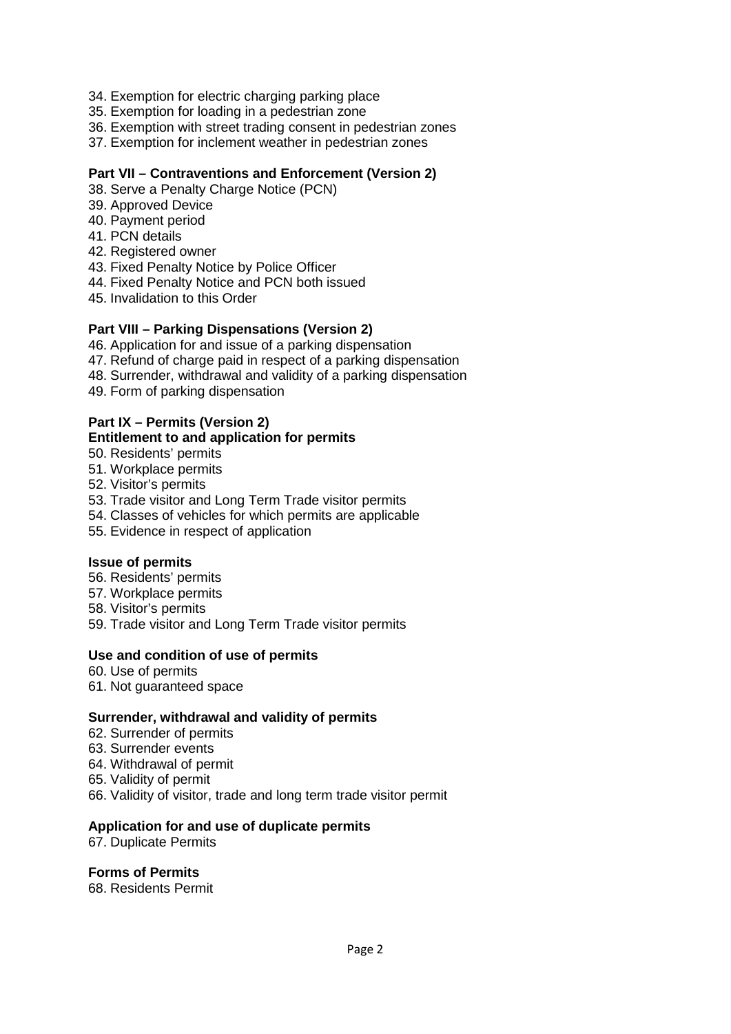34. Exemption for electric charging parking place
35. Exemption for loading in a pedestrian zone
36. Exemption with street trading consent in pedestrian zones
37. Exemption for inclement weather in pedestrian zones

**Part VII – Contraventions and Enforcement (Version 2)**

38. Serve a Penalty Charge Notice (PCN)
39. Approved Device
40. Payment period
41. PCN details
42. Registered owner
43. Fixed Penalty Notice by Police Officer
44. Fixed Penalty Notice and PCN both issued
45. Invalidation to this Order

**Part VIII – Parking Dispensations (Version 2)**

46. Application for and issue of a parking dispensation
47. Refund of charge paid in respect of a parking dispensation
48. Surrender, withdrawal and validity of a parking dispensation
49. Form of parking dispensation

**Part IX – Permits (Version 2)**

**Entitlement to and application for permits**

50. Residents' permits
51. Workplace permits
52. Visitor's permits
53. Trade visitor and Long Term Trade visitor permits
54. Classes of vehicles for which permits are applicable
55. Evidence in respect of application

**Issue of permits**

56. Residents' permits
57. Workplace permits
58. Visitor's permits
59. Trade visitor and Long Term Trade visitor permits

**Use and condition of use of permits**

60. Use of permits
61. Not guaranteed space

**Surrender, withdrawal and validity of permits**

62. Surrender of permits
63. Surrender events
64. Withdrawal of permit
65. Validity of permit
66. Validity of visitor, trade and long term trade visitor permit

**Application for and use of duplicate permits**

67. Duplicate Permits

**Forms of Permits**

68. Residents Permit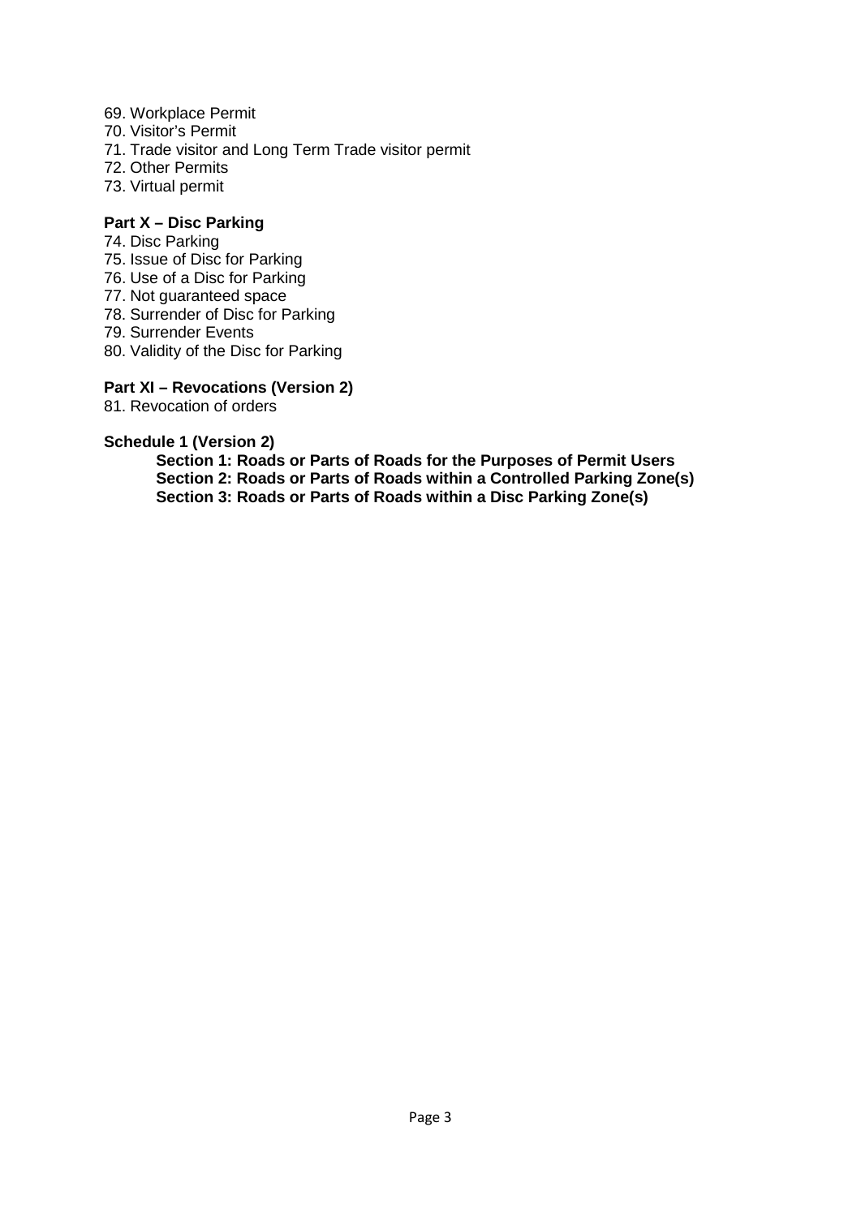69. Workplace Permit
70. Visitor's Permit
71. Trade visitor and Long Term Trade visitor permit
72. Other Permits
73. Virtual permit

**Part X – Disc Parking**

74. Disc Parking
75. Issue of Disc for Parking
76. Use of a Disc for Parking
77. Not guaranteed space
78. Surrender of Disc for Parking
79. Surrender Events
80. Validity of the Disc for Parking

**Part XI – Revocations (Version 2)**

81. Revocation of orders

**Schedule 1 (Version 2)**

**Section 1: Roads or Parts of Roads for the Purposes of Permit Users**
**Section 2: Roads or Parts of Roads within a Controlled Parking Zone(s)**
**Section 3: Roads or Parts of Roads within a Disc Parking Zone(s)**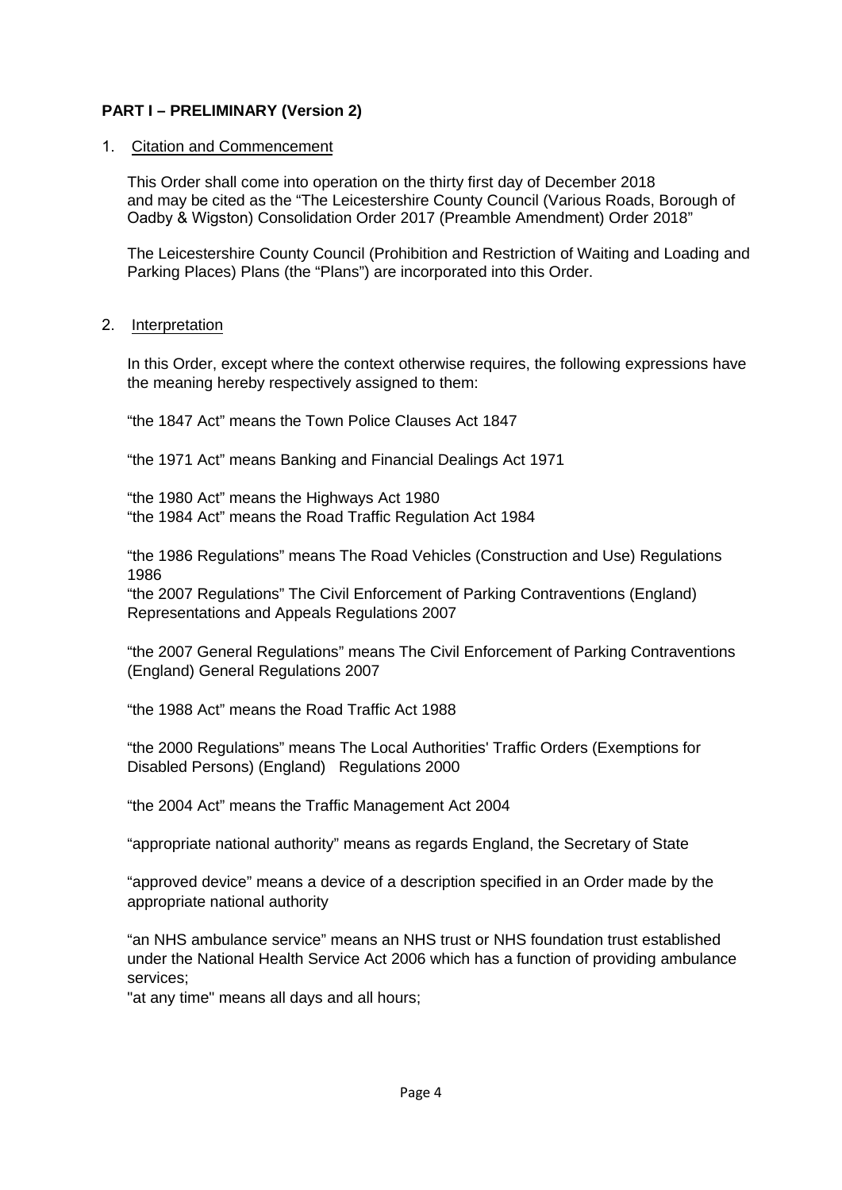**PART I – PRELIMINARY (Version 2)**

1. Citation and Commencement

   This Order shall come into operation on the thirty first day of December 2018 and may be cited as the "The Leicestershire County Council (Various Roads, Borough of Oadby & Wigston) Consolidation Order 2017 (Preamble Amendment) Order 2018"

   The Leicestershire County Council (Prohibition and Restriction of Waiting and Loading and Parking Places) Plans (the "Plans") are incorporated into this Order.

2. Interpretation

   In this Order, except where the context otherwise requires, the following expressions have the meaning hereby respectively assigned to them:

   "the 1847 Act" means the Town Police Clauses Act 1847

   "the 1971 Act" means Banking and Financial Dealings Act 1971

   "the 1980 Act" means the Highways Act 1980
   "the 1984 Act" means the Road Traffic Regulation Act 1984

   "the 1986 Regulations" means The Road Vehicles (Construction and Use) Regulations 1986
   "the 2007 Regulations" The Civil Enforcement of Parking Contraventions (England) Representations and Appeals Regulations 2007

   "the 2007 General Regulations" means The Civil Enforcement of Parking Contraventions (England) General Regulations 2007

   "the 1988 Act" means the Road Traffic Act 1988

   "the 2000 Regulations" means The Local Authorities' Traffic Orders (Exemptions for Disabled Persons) (England) Regulations 2000

   "the 2004 Act" means the Traffic Management Act 2004

   "appropriate national authority" means as regards England, the Secretary of State

   "approved device" means a device of a description specified in an Order made by the appropriate national authority

   "an NHS ambulance service" means an NHS trust or NHS foundation trust established under the National Health Service Act 2006 which has a function of providing ambulance services;
   "at any time" means all days and all hours;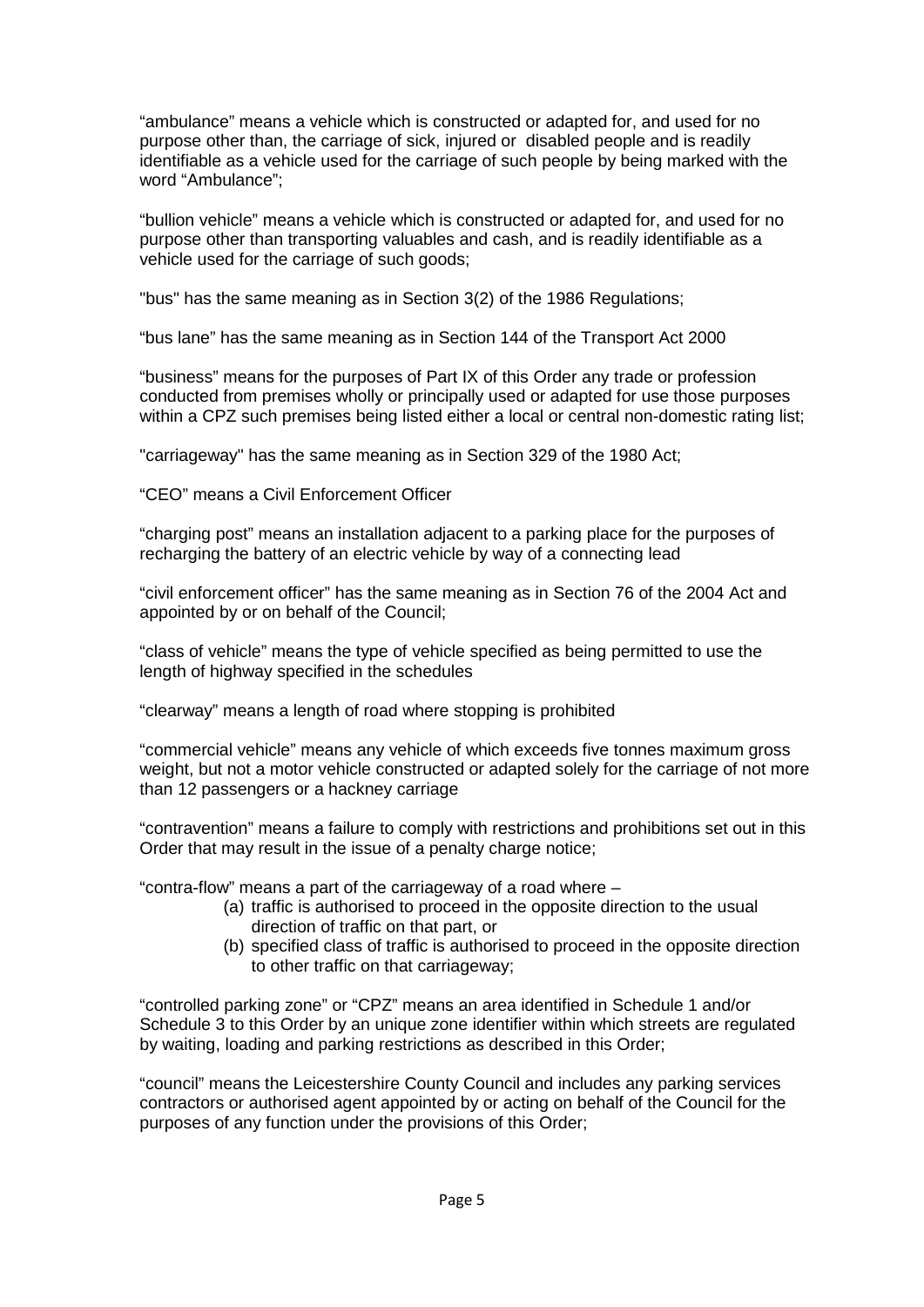"ambulance" means a vehicle which is constructed or adapted for, and used for no purpose other than, the carriage of sick, injured or disabled people and is readily identifiable as a vehicle used for the carriage of such people by being marked with the word "Ambulance";

"bullion vehicle" means a vehicle which is constructed or adapted for, and used for no purpose other than transporting valuables and cash, and is readily identifiable as a vehicle used for the carriage of such goods;

"bus" has the same meaning as in Section 3(2) of the 1986 Regulations;

"bus lane" has the same meaning as in Section 144 of the Transport Act 2000

"business" means for the purposes of Part IX of this Order any trade or profession conducted from premises wholly or principally used or adapted for use those purposes within a CPZ such premises being listed either a local or central non-domestic rating list;

"carriageway" has the same meaning as in Section 329 of the 1980 Act;

"CEO" means a Civil Enforcement Officer

"charging post" means an installation adjacent to a parking place for the purposes of recharging the battery of an electric vehicle by way of a connecting lead

"civil enforcement officer" has the same meaning as in Section 76 of the 2004 Act and appointed by or on behalf of the Council;

"class of vehicle" means the type of vehicle specified as being permitted to use the length of highway specified in the schedules

"clearway" means a length of road where stopping is prohibited

"commercial vehicle" means any vehicle of which exceeds five tonnes maximum gross weight, but not a motor vehicle constructed or adapted solely for the carriage of not more than 12 passengers or a hackney carriage

"contravention" means a failure to comply with restrictions and prohibitions set out in this Order that may result in the issue of a penalty charge notice;

"contra-flow" means a part of the carriageway of a road where –

(a) traffic is authorised to proceed in the opposite direction to the usual direction of traffic on that part, or
(b) specified class of traffic is authorised to proceed in the opposite direction to other traffic on that carriageway;

"controlled parking zone" or "CPZ" means an area identified in Schedule 1 and/or Schedule 3 to this Order by an unique zone identifier within which streets are regulated by waiting, loading and parking restrictions as described in this Order;

"council" means the Leicestershire County Council and includes any parking services contractors or authorised agent appointed by or acting on behalf of the Council for the purposes of any function under the provisions of this Order;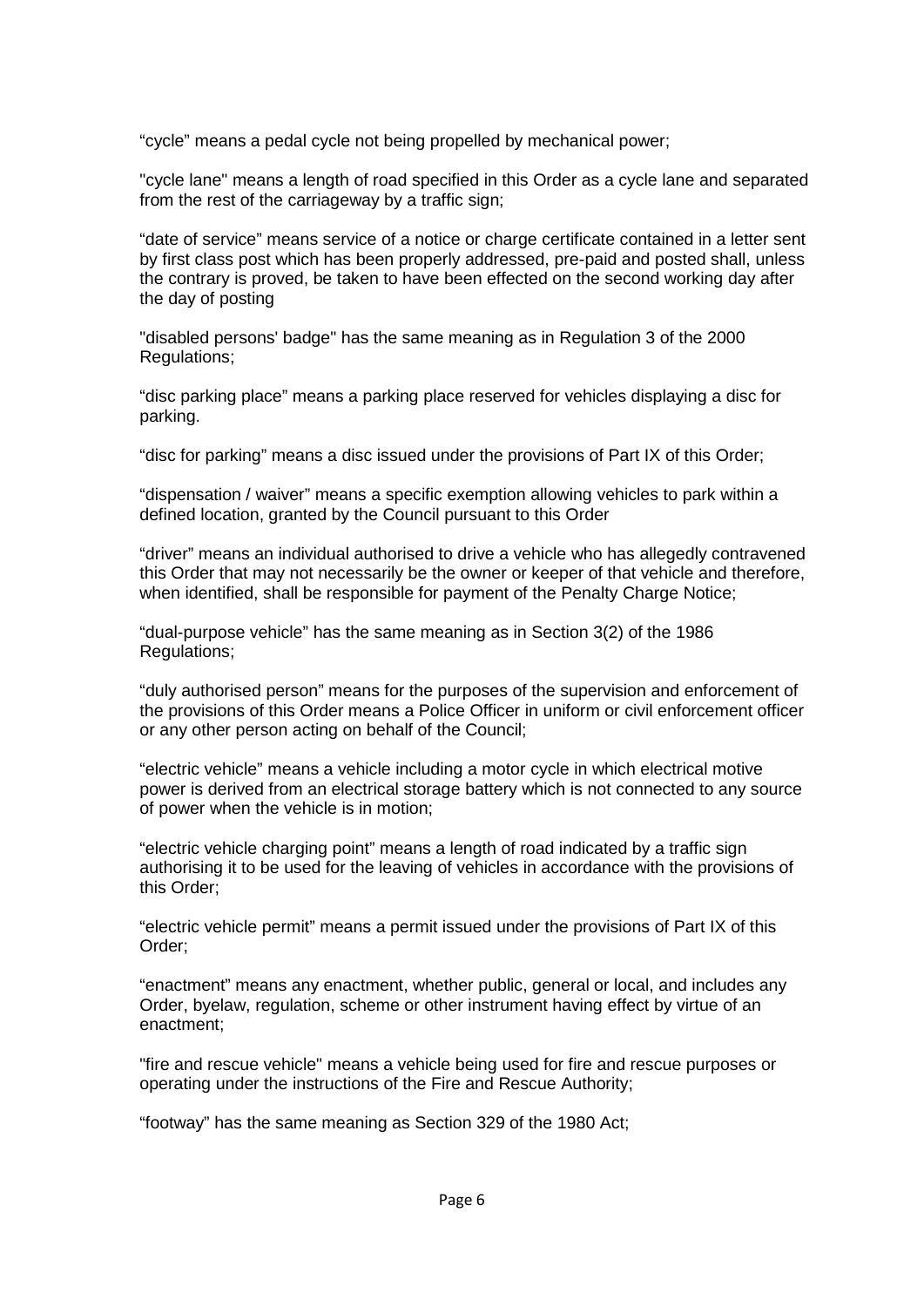“cycle” means a pedal cycle not being propelled by mechanical power;

"cycle lane" means a length of road specified in this Order as a cycle lane and separated from the rest of the carriageway by a traffic sign;

“date of service” means service of a notice or charge certificate contained in a letter sent by first class post which has been properly addressed, pre-paid and posted shall, unless the contrary is proved, be taken to have been effected on the second working day after the day of posting

"disabled persons' badge" has the same meaning as in Regulation 3 of the 2000 Regulations;

“disc parking place” means a parking place reserved for vehicles displaying a disc for parking.

“disc for parking” means a disc issued under the provisions of Part IX of this Order;

“dispensation / waiver” means a specific exemption allowing vehicles to park within a defined location, granted by the Council pursuant to this Order

“driver” means an individual authorised to drive a vehicle who has allegedly contravened this Order that may not necessarily be the owner or keeper of that vehicle and therefore, when identified, shall be responsible for payment of the Penalty Charge Notice;

“dual-purpose vehicle” has the same meaning as in Section 3(2) of the 1986 Regulations;

“duly authorised person” means for the purposes of the supervision and enforcement of the provisions of this Order means a Police Officer in uniform or civil enforcement officer or any other person acting on behalf of the Council;

“electric vehicle” means a vehicle including a motor cycle in which electrical motive power is derived from an electrical storage battery which is not connected to any source of power when the vehicle is in motion;

“electric vehicle charging point” means a length of road indicated by a traffic sign authorising it to be used for the leaving of vehicles in accordance with the provisions of this Order;

“electric vehicle permit” means a permit issued under the provisions of Part IX of this Order;

“enactment” means any enactment, whether public, general or local, and includes any Order, byelaw, regulation, scheme or other instrument having effect by virtue of an enactment;

"fire and rescue vehicle" means a vehicle being used for fire and rescue purposes or operating under the instructions of the Fire and Rescue Authority;

“footway” has the same meaning as Section 329 of the 1980 Act;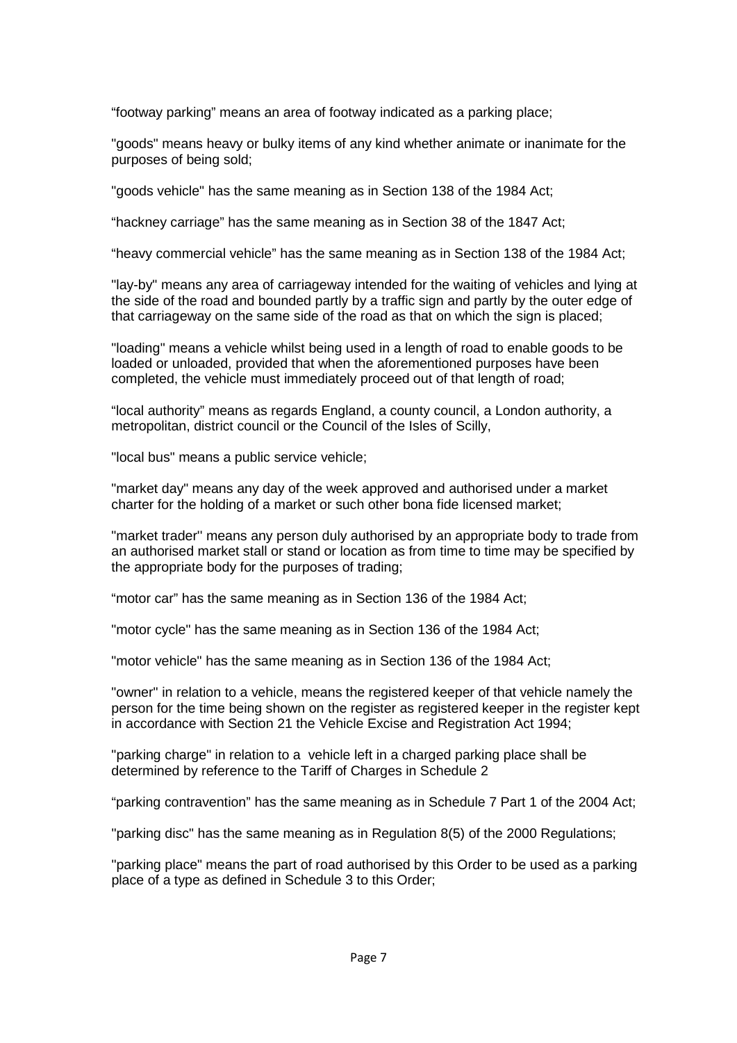"footway parking" means an area of footway indicated as a parking place;

"goods" means heavy or bulky items of any kind whether animate or inanimate for the purposes of being sold;

"goods vehicle" has the same meaning as in Section 138 of the 1984 Act;

"hackney carriage" has the same meaning as in Section 38 of the 1847 Act;

"heavy commercial vehicle" has the same meaning as in Section 138 of the 1984 Act;

"lay-by" means any area of carriageway intended for the waiting of vehicles and lying at the side of the road and bounded partly by a traffic sign and partly by the outer edge of that carriageway on the same side of the road as that on which the sign is placed;

"loading" means a vehicle whilst being used in a length of road to enable goods to be loaded or unloaded, provided that when the aforementioned purposes have been completed, the vehicle must immediately proceed out of that length of road;

"local authority" means as regards England, a county council, a London authority, a metropolitan, district council or the Council of the Isles of Scilly,

"local bus" means a public service vehicle;

"market day" means any day of the week approved and authorised under a market charter for the holding of a market or such other bona fide licensed market;

"market trader" means any person duly authorised by an appropriate body to trade from an authorised market stall or stand or location as from time to time may be specified by the appropriate body for the purposes of trading;

"motor car" has the same meaning as in Section 136 of the 1984 Act;

"motor cycle" has the same meaning as in Section 136 of the 1984 Act;

"motor vehicle" has the same meaning as in Section 136 of the 1984 Act;

"owner" in relation to a vehicle, means the registered keeper of that vehicle namely the person for the time being shown on the register as registered keeper in the register kept in accordance with Section 21 the Vehicle Excise and Registration Act 1994;

"parking charge" in relation to a vehicle left in a charged parking place shall be determined by reference to the Tariff of Charges in Schedule 2

"parking contravention" has the same meaning as in Schedule 7 Part 1 of the 2004 Act;

"parking disc" has the same meaning as in Regulation 8(5) of the 2000 Regulations;

"parking place" means the part of road authorised by this Order to be used as a parking place of a type as defined in Schedule 3 to this Order;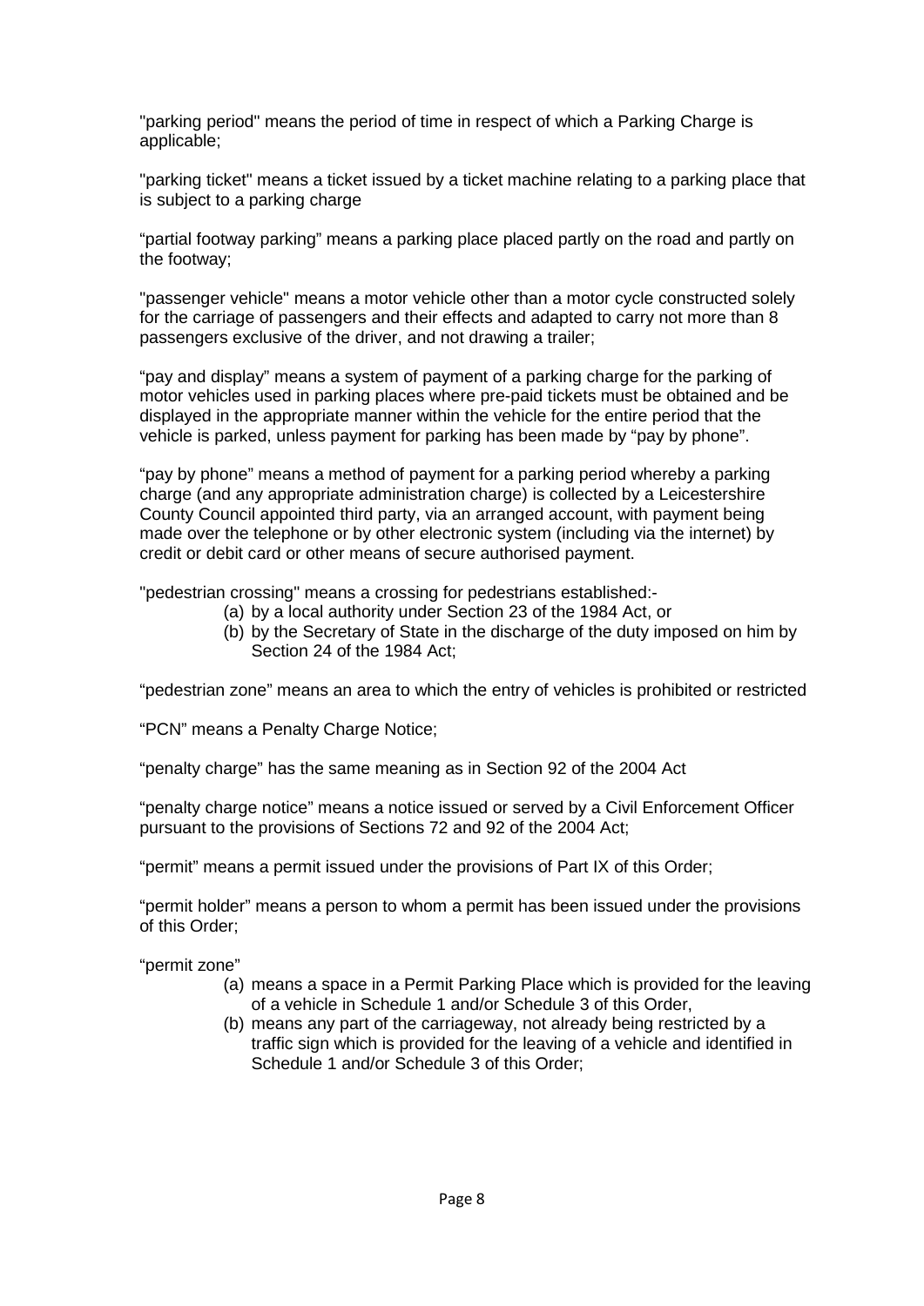"parking period" means the period of time in respect of which a Parking Charge is applicable;

"parking ticket" means a ticket issued by a ticket machine relating to a parking place that is subject to a parking charge

“partial footway parking” means a parking place placed partly on the road and partly on the footway;

"passenger vehicle" means a motor vehicle other than a motor cycle constructed solely for the carriage of passengers and their effects and adapted to carry not more than 8 passengers exclusive of the driver, and not drawing a trailer;

“pay and display” means a system of payment of a parking charge for the parking of motor vehicles used in parking places where pre-paid tickets must be obtained and be displayed in the appropriate manner within the vehicle for the entire period that the vehicle is parked, unless payment for parking has been made by “pay by phone”.

“pay by phone” means a method of payment for a parking period whereby a parking charge (and any appropriate administration charge) is collected by a Leicestershire County Council appointed third party, via an arranged account, with payment being made over the telephone or by other electronic system (including via the internet) by credit or debit card or other means of secure authorised payment.

"pedestrian crossing" means a crossing for pedestrians established:-

(a) by a local authority under Section 23 of the 1984 Act, or
(b) by the Secretary of State in the discharge of the duty imposed on him by Section 24 of the 1984 Act;

“pedestrian zone” means an area to which the entry of vehicles is prohibited or restricted

“PCN” means a Penalty Charge Notice;

“penalty charge” has the same meaning as in Section 92 of the 2004 Act

“penalty charge notice” means a notice issued or served by a Civil Enforcement Officer pursuant to the provisions of Sections 72 and 92 of the 2004 Act;

“permit” means a permit issued under the provisions of Part IX of this Order;

“permit holder” means a person to whom a permit has been issued under the provisions of this Order;

“permit zone”

(a) means a space in a Permit Parking Place which is provided for the leaving of a vehicle in Schedule 1 and/or Schedule 3 of this Order,
(b) means any part of the carriageway, not already being restricted by a traffic sign which is provided for the leaving of a vehicle and identified in Schedule 1 and/or Schedule 3 of this Order;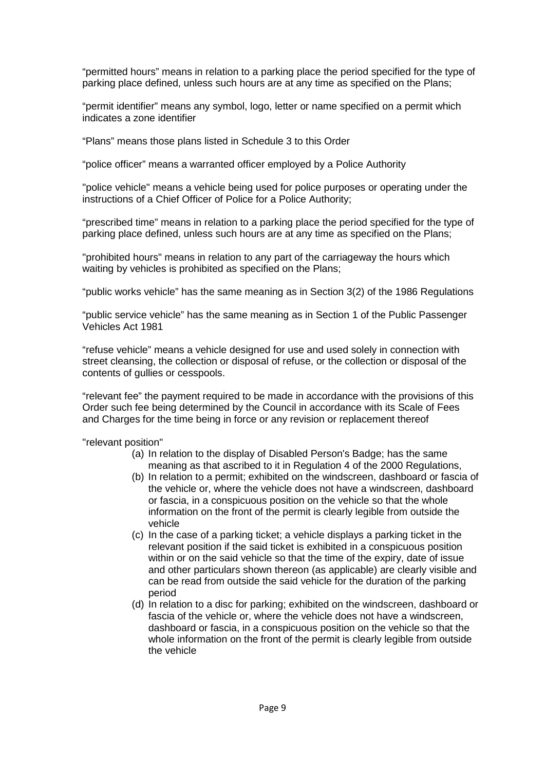"permitted hours" means in relation to a parking place the period specified for the type of parking place defined, unless such hours are at any time as specified on the Plans;

"permit identifier" means any symbol, logo, letter or name specified on a permit which indicates a zone identifier

"Plans" means those plans listed in Schedule 3 to this Order

"police officer" means a warranted officer employed by a Police Authority

"police vehicle" means a vehicle being used for police purposes or operating under the instructions of a Chief Officer of Police for a Police Authority;

"prescribed time" means in relation to a parking place the period specified for the type of parking place defined, unless such hours are at any time as specified on the Plans;

"prohibited hours" means in relation to any part of the carriageway the hours which waiting by vehicles is prohibited as specified on the Plans;

"public works vehicle" has the same meaning as in Section 3(2) of the 1986 Regulations

"public service vehicle" has the same meaning as in Section 1 of the Public Passenger Vehicles Act 1981

"refuse vehicle" means a vehicle designed for use and used solely in connection with street cleansing, the collection or disposal of refuse, or the collection or disposal of the contents of gullies or cesspools.

"relevant fee" the payment required to be made in accordance with the provisions of this Order such fee being determined by the Council in accordance with its Scale of Fees and Charges for the time being in force or any revision or replacement thereof

"relevant position"

(a) In relation to the display of Disabled Person's Badge; has the same meaning as that ascribed to it in Regulation 4 of the 2000 Regulations,
(b) In relation to a permit; exhibited on the windscreen, dashboard or fascia of the vehicle or, where the vehicle does not have a windscreen, dashboard or fascia, in a conspicuous position on the vehicle so that the whole information on the front of the permit is clearly legible from outside the vehicle
(c) In the case of a parking ticket; a vehicle displays a parking ticket in the relevant position if the said ticket is exhibited in a conspicuous position within or on the said vehicle so that the time of the expiry, date of issue and other particulars shown thereon (as applicable) are clearly visible and can be read from outside the said vehicle for the duration of the parking period
(d) In relation to a disc for parking; exhibited on the windscreen, dashboard or fascia of the vehicle or, where the vehicle does not have a windscreen, dashboard or fascia, in a conspicuous position on the vehicle so that the whole information on the front of the permit is clearly legible from outside the vehicle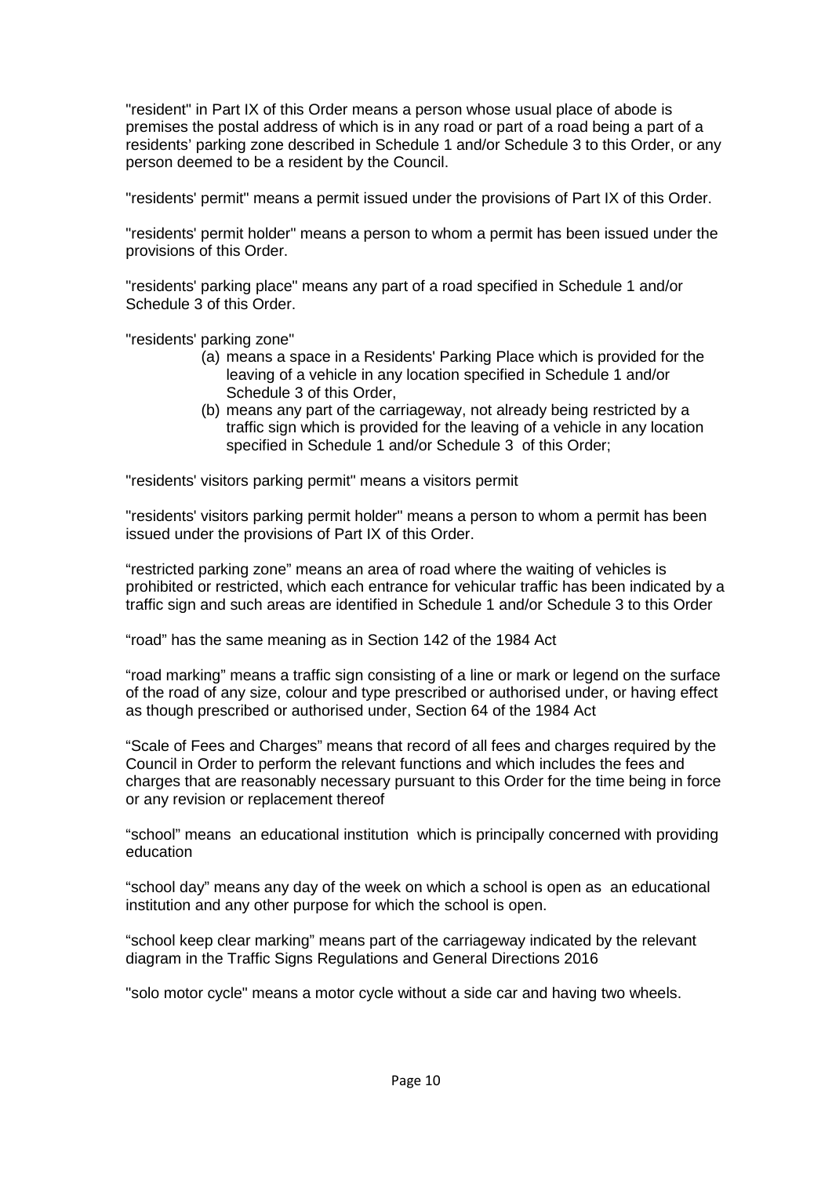"resident" in Part IX of this Order means a person whose usual place of abode is premises the postal address of which is in any road or part of a road being a part of a residents' parking zone described in Schedule 1 and/or Schedule 3 to this Order, or any person deemed to be a resident by the Council.

"residents' permit" means a permit issued under the provisions of Part IX of this Order.

"residents' permit holder" means a person to whom a permit has been issued under the provisions of this Order.

"residents' parking place" means any part of a road specified in Schedule 1 and/or Schedule 3 of this Order.

"residents' parking zone"

- (a) means a space in a Residents' Parking Place which is provided for the leaving of a vehicle in any location specified in Schedule 1 and/or Schedule 3 of this Order,
- (b) means any part of the carriageway, not already being restricted by a traffic sign which is provided for the leaving of a vehicle in any location specified in Schedule 1 and/or Schedule 3 of this Order;

"residents' visitors parking permit" means a visitors permit

"residents' visitors parking permit holder" means a person to whom a permit has been issued under the provisions of Part IX of this Order.

"restricted parking zone" means an area of road where the waiting of vehicles is prohibited or restricted, which each entrance for vehicular traffic has been indicated by a traffic sign and such areas are identified in Schedule 1 and/or Schedule 3 to this Order

"road" has the same meaning as in Section 142 of the 1984 Act

"road marking" means a traffic sign consisting of a line or mark or legend on the surface of the road of any size, colour and type prescribed or authorised under, or having effect as though prescribed or authorised under, Section 64 of the 1984 Act

"Scale of Fees and Charges" means that record of all fees and charges required by the Council in Order to perform the relevant functions and which includes the fees and charges that are reasonably necessary pursuant to this Order for the time being in force or any revision or replacement thereof

"school" means an educational institution which is principally concerned with providing education

"school day" means any day of the week on which a school is open as an educational institution and any other purpose for which the school is open.

"school keep clear marking" means part of the carriageway indicated by the relevant diagram in the Traffic Signs Regulations and General Directions 2016

"solo motor cycle" means a motor cycle without a side car and having two wheels.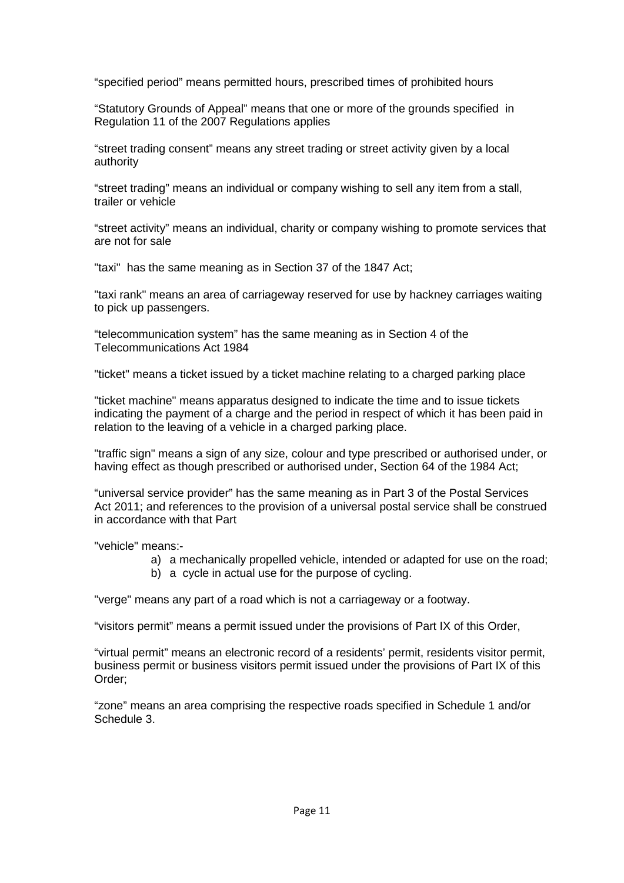"specified period" means permitted hours, prescribed times of prohibited hours

"Statutory Grounds of Appeal" means that one or more of the grounds specified in Regulation 11 of the 2007 Regulations applies

"street trading consent" means any street trading or street activity given by a local authority

"street trading" means an individual or company wishing to sell any item from a stall, trailer or vehicle

"street activity" means an individual, charity or company wishing to promote services that are not for sale

"taxi" has the same meaning as in Section 37 of the 1847 Act;

"taxi rank" means an area of carriageway reserved for use by hackney carriages waiting to pick up passengers.

"telecommunication system" has the same meaning as in Section 4 of the Telecommunications Act 1984

"ticket" means a ticket issued by a ticket machine relating to a charged parking place

"ticket machine" means apparatus designed to indicate the time and to issue tickets indicating the payment of a charge and the period in respect of which it has been paid in relation to the leaving of a vehicle in a charged parking place.

"traffic sign" means a sign of any size, colour and type prescribed or authorised under, or having effect as though prescribed or authorised under, Section 64 of the 1984 Act;

"universal service provider" has the same meaning as in Part 3 of the Postal Services Act 2011; and references to the provision of a universal postal service shall be construed in accordance with that Part

"vehicle" means:-

a) a mechanically propelled vehicle, intended or adapted for use on the road;
b) a cycle in actual use for the purpose of cycling.

"verge" means any part of a road which is not a carriageway or a footway.

"visitors permit" means a permit issued under the provisions of Part IX of this Order,

"virtual permit" means an electronic record of a residents' permit, residents visitor permit, business permit or business visitors permit issued under the provisions of Part IX of this Order;

"zone" means an area comprising the respective roads specified in Schedule 1 and/or Schedule 3.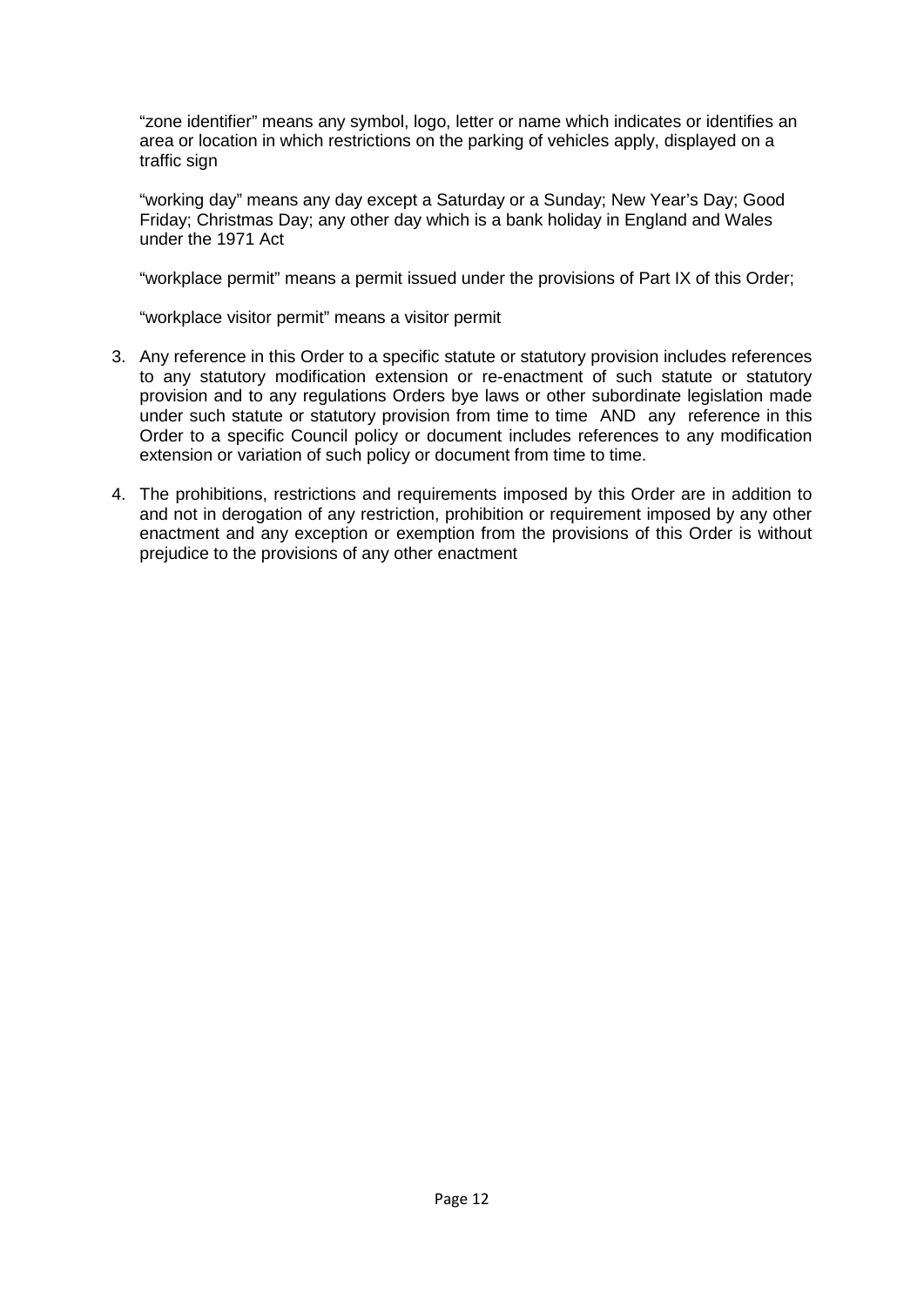"zone identifier" means any symbol, logo, letter or name which indicates or identifies an area or location in which restrictions on the parking of vehicles apply, displayed on a traffic sign

"working day" means any day except a Saturday or a Sunday; New Year's Day; Good Friday; Christmas Day; any other day which is a bank holiday in England and Wales under the 1971 Act

"workplace permit" means a permit issued under the provisions of Part IX of this Order;

"workplace visitor permit" means a visitor permit

3. Any reference in this Order to a specific statute or statutory provision includes references to any statutory modification extension or re-enactment of such statute or statutory provision and to any regulations Orders bye laws or other subordinate legislation made under such statute or statutory provision from time to time AND any reference in this Order to a specific Council policy or document includes references to any modification extension or variation of such policy or document from time to time.

4. The prohibitions, restrictions and requirements imposed by this Order are in addition to and not in derogation of any restriction, prohibition or requirement imposed by any other enactment and any exception or exemption from the provisions of this Order is without prejudice to the provisions of any other enactment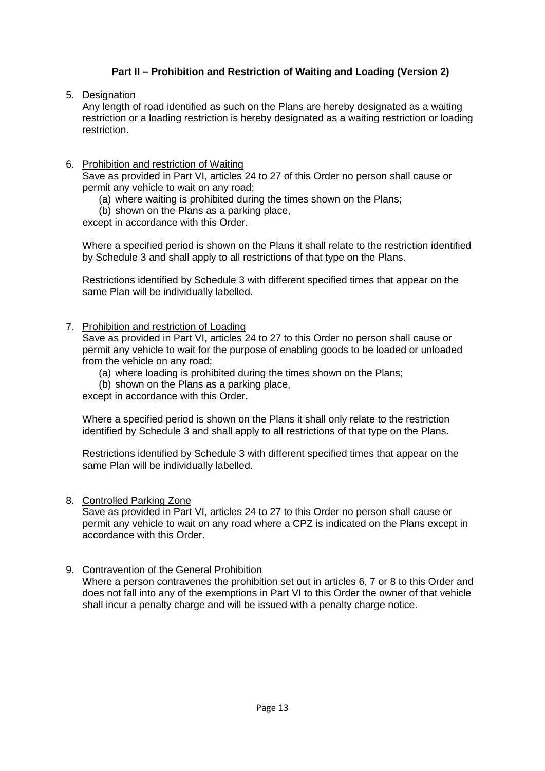## Part II – Prohibition and Restriction of Waiting and Loading (Version 2)

5. <u>Designation</u>

   Any length of road identified as such on the Plans are hereby designated as a waiting restriction or a loading restriction is hereby designated as a waiting restriction or loading restriction.

6. <u>Prohibition and restriction of Waiting</u>

   Save as provided in Part VI, articles 24 to 27 of this Order no person shall cause or permit any vehicle to wait on any road;

   (a) where waiting is prohibited during the times shown on the Plans;
   (b) shown on the Plans as a parking place,

   except in accordance with this Order.

   Where a specified period is shown on the Plans it shall relate to the restriction identified by Schedule 3 and shall apply to all restrictions of that type on the Plans.

   Restrictions identified by Schedule 3 with different specified times that appear on the same Plan will be individually labelled.

7. <u>Prohibition and restriction of Loading</u>

   Save as provided in Part VI, articles 24 to 27 to this Order no person shall cause or permit any vehicle to wait for the purpose of enabling goods to be loaded or unloaded from the vehicle on any road;

   (a) where loading is prohibited during the times shown on the Plans;
   (b) shown on the Plans as a parking place,

   except in accordance with this Order.

   Where a specified period is shown on the Plans it shall only relate to the restriction identified by Schedule 3 and shall apply to all restrictions of that type on the Plans.

   Restrictions identified by Schedule 3 with different specified times that appear on the same Plan will be individually labelled.

8. <u>Controlled Parking Zone</u>

   Save as provided in Part VI, articles 24 to 27 to this Order no person shall cause or permit any vehicle to wait on any road where a CPZ is indicated on the Plans except in accordance with this Order.

9. <u>Contravention of the General Prohibition</u>

   Where a person contravenes the prohibition set out in articles 6, 7 or 8 to this Order and does not fall into any of the exemptions in Part VI to this Order the owner of that vehicle shall incur a penalty charge and will be issued with a penalty charge notice.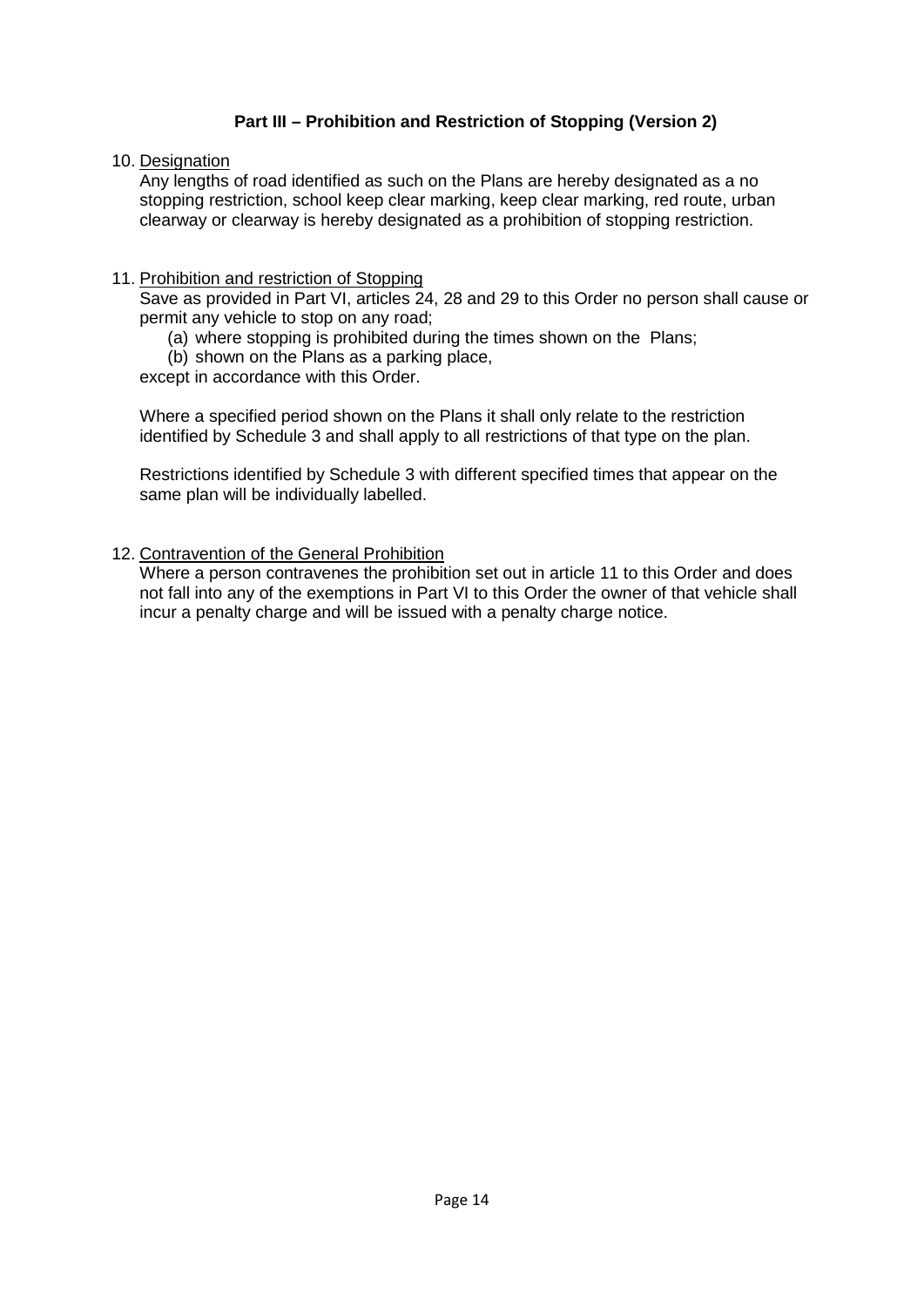## Part III – Prohibition and Restriction of Stopping (Version 2)

10. Designation

    Any lengths of road identified as such on the Plans are hereby designated as a no stopping restriction, school keep clear marking, keep clear marking, red route, urban clearway or clearway is hereby designated as a prohibition of stopping restriction.

11. Prohibition and restriction of Stopping

    Save as provided in Part VI, articles 24, 28 and 29 to this Order no person shall cause or permit any vehicle to stop on any road;

    (a) where stopping is prohibited during the times shown on the Plans;

    (b) shown on the Plans as a parking place,

    except in accordance with this Order.

    Where a specified period shown on the Plans it shall only relate to the restriction identified by Schedule 3 and shall apply to all restrictions of that type on the plan.

    Restrictions identified by Schedule 3 with different specified times that appear on the same plan will be individually labelled.

12. Contravention of the General Prohibition

    Where a person contravenes the prohibition set out in article 11 to this Order and does not fall into any of the exemptions in Part VI to this Order the owner of that vehicle shall incur a penalty charge and will be issued with a penalty charge notice.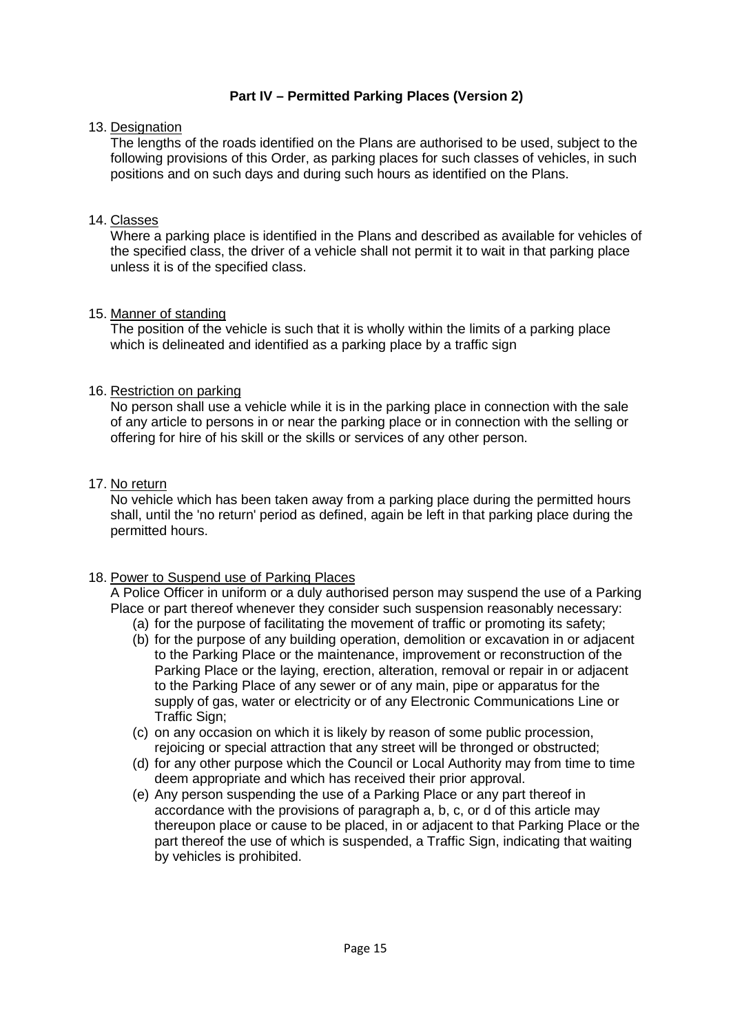## Part IV – Permitted Parking Places (Version 2)

13. Designation

    The lengths of the roads identified on the Plans are authorised to be used, subject to the following provisions of this Order, as parking places for such classes of vehicles, in such positions and on such days and during such hours as identified on the Plans.

14. Classes

    Where a parking place is identified in the Plans and described as available for vehicles of the specified class, the driver of a vehicle shall not permit it to wait in that parking place unless it is of the specified class.

15. Manner of standing

    The position of the vehicle is such that it is wholly within the limits of a parking place which is delineated and identified as a parking place by a traffic sign

16. Restriction on parking

    No person shall use a vehicle while it is in the parking place in connection with the sale of any article to persons in or near the parking place or in connection with the selling or offering for hire of his skill or the skills or services of any other person.

17. No return

    No vehicle which has been taken away from a parking place during the permitted hours shall, until the 'no return' period as defined, again be left in that parking place during the permitted hours.

18. Power to Suspend use of Parking Places

    A Police Officer in uniform or a duly authorised person may suspend the use of a Parking Place or part thereof whenever they consider such suspension reasonably necessary:

    (a) for the purpose of facilitating the movement of traffic or promoting its safety;

    (b) for the purpose of any building operation, demolition or excavation in or adjacent to the Parking Place or the maintenance, improvement or reconstruction of the Parking Place or the laying, erection, alteration, removal or repair in or adjacent to the Parking Place of any sewer or of any main, pipe or apparatus for the supply of gas, water or electricity or of any Electronic Communications Line or Traffic Sign;

    (c) on any occasion on which it is likely by reason of some public procession, rejoicing or special attraction that any street will be thronged or obstructed;

    (d) for any other purpose which the Council or Local Authority may from time to time deem appropriate and which has received their prior approval.

    (e) Any person suspending the use of a Parking Place or any part thereof in accordance with the provisions of paragraph a, b, c, or d of this article may thereupon place or cause to be placed, in or adjacent to that Parking Place or the part thereof the use of which is suspended, a Traffic Sign, indicating that waiting by vehicles is prohibited.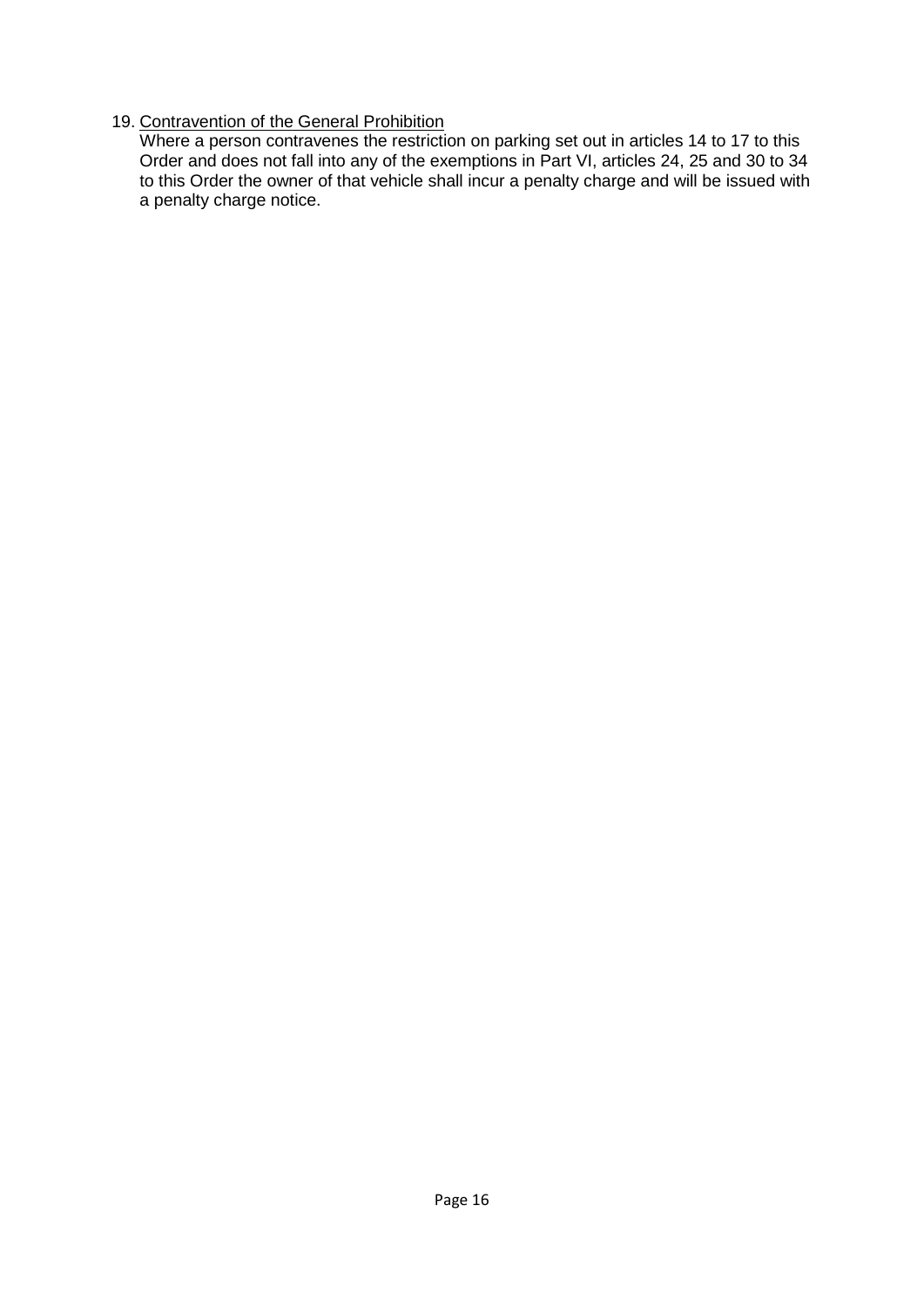19. <u>Contravention of the General Prohibition</u>
    Where a person contravenes the restriction on parking set out in articles 14 to 17 to this Order and does not fall into any of the exemptions in Part VI, articles 24, 25 and 30 to 34 to this Order the owner of that vehicle shall incur a penalty charge and will be issued with a penalty charge notice.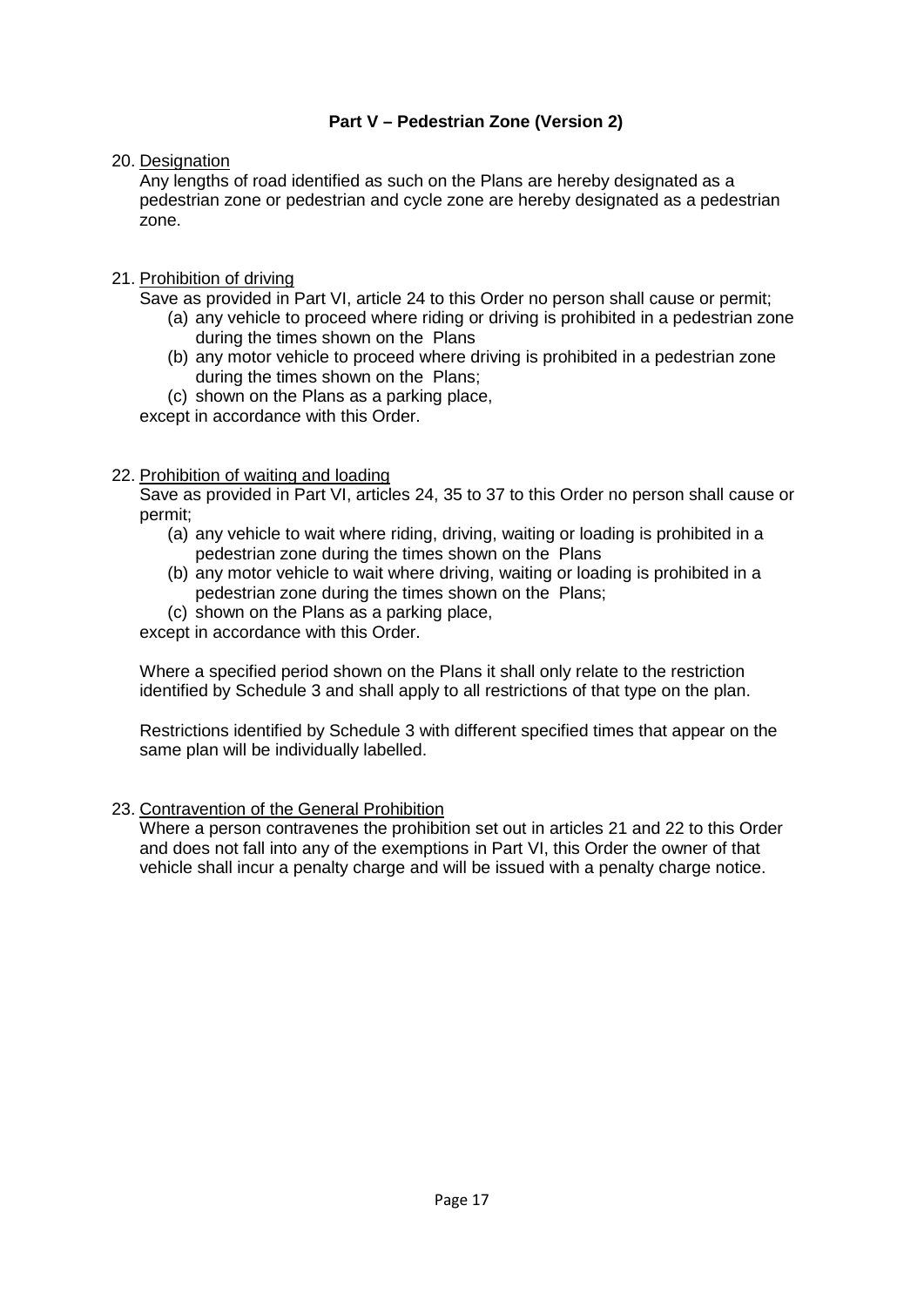## Part V – Pedestrian Zone (Version 2)

20. Designation

    Any lengths of road identified as such on the Plans are hereby designated as a pedestrian zone or pedestrian and cycle zone are hereby designated as a pedestrian zone.

21. Prohibition of driving

    Save as provided in Part VI, article 24 to this Order no person shall cause or permit;

    (a) any vehicle to proceed where riding or driving is prohibited in a pedestrian zone during the times shown on the Plans
    (b) any motor vehicle to proceed where driving is prohibited in a pedestrian zone during the times shown on the Plans;
    (c) shown on the Plans as a parking place,

    except in accordance with this Order.

22. Prohibition of waiting and loading

    Save as provided in Part VI, articles 24, 35 to 37 to this Order no person shall cause or permit;

    (a) any vehicle to wait where riding, driving, waiting or loading is prohibited in a pedestrian zone during the times shown on the Plans
    (b) any motor vehicle to wait where driving, waiting or loading is prohibited in a pedestrian zone during the times shown on the Plans;
    (c) shown on the Plans as a parking place,

    except in accordance with this Order.

    Where a specified period shown on the Plans it shall only relate to the restriction identified by Schedule 3 and shall apply to all restrictions of that type on the plan.

    Restrictions identified by Schedule 3 with different specified times that appear on the same plan will be individually labelled.

23. Contravention of the General Prohibition

    Where a person contravenes the prohibition set out in articles 21 and 22 to this Order and does not fall into any of the exemptions in Part VI, this Order the owner of that vehicle shall incur a penalty charge and will be issued with a penalty charge notice.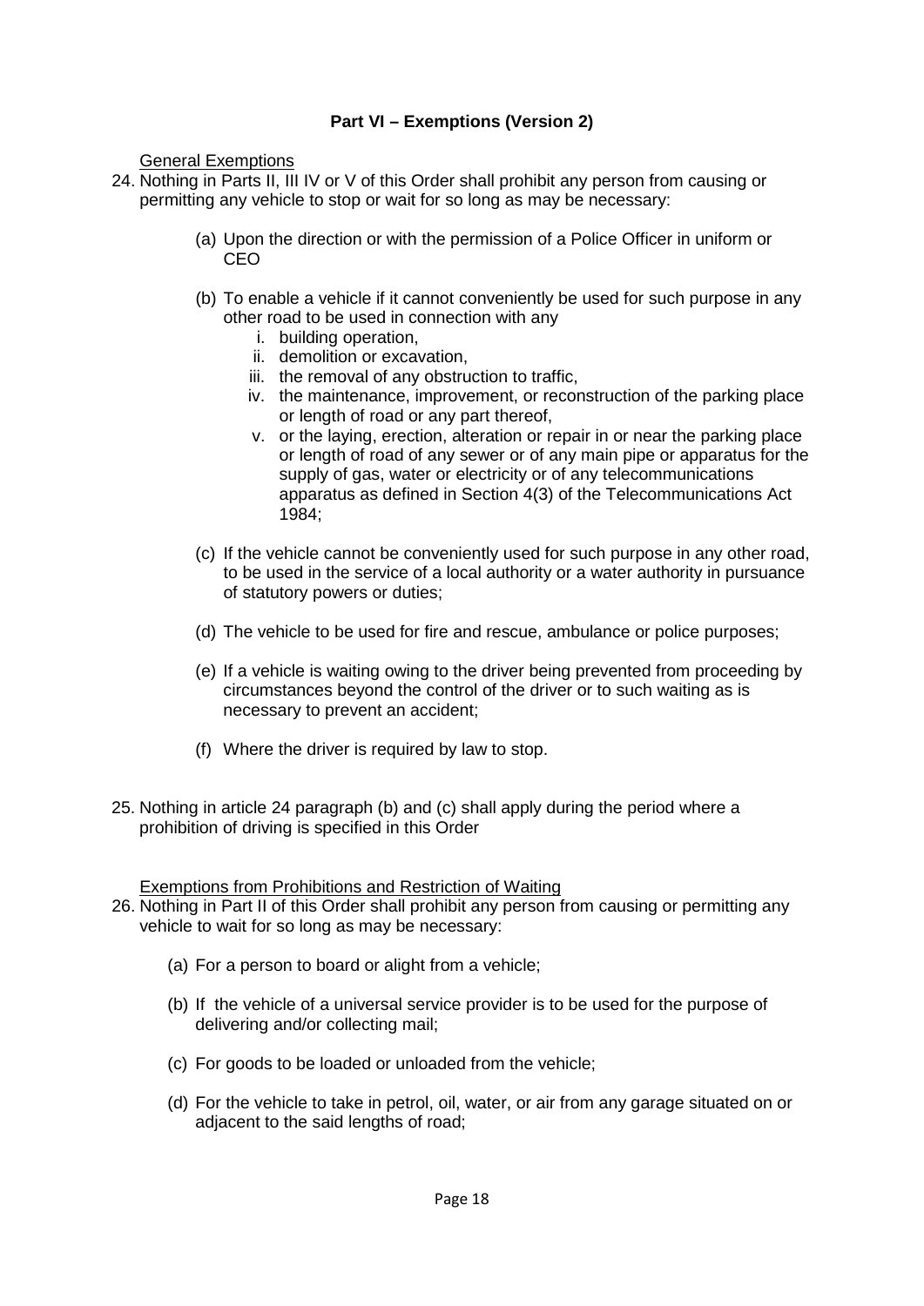## Part VI – Exemptions (Version 2)

General Exemptions

24. Nothing in Parts II, III IV or V of this Order shall prohibit any person from causing or permitting any vehicle to stop or wait for so long as may be necessary:

    (a) Upon the direction or with the permission of a Police Officer in uniform or CEO

    (b) To enable a vehicle if it cannot conveniently be used for such purpose in any other road to be used in connection with any
        i. building operation,
        ii. demolition or excavation,
        iii. the removal of any obstruction to traffic,
        iv. the maintenance, improvement, or reconstruction of the parking place or length of road or any part thereof,
        v. or the laying, erection, alteration or repair in or near the parking place or length of road of any sewer or of any main pipe or apparatus for the supply of gas, water or electricity or of any telecommunications apparatus as defined in Section 4(3) of the Telecommunications Act 1984;

    (c) If the vehicle cannot be conveniently used for such purpose in any other road, to be used in the service of a local authority or a water authority in pursuance of statutory powers or duties;

    (d) The vehicle to be used for fire and rescue, ambulance or police purposes;

    (e) If a vehicle is waiting owing to the driver being prevented from proceeding by circumstances beyond the control of the driver or to such waiting as is necessary to prevent an accident;

    (f) Where the driver is required by law to stop.

25. Nothing in article 24 paragraph (b) and (c) shall apply during the period where a prohibition of driving is specified in this Order

Exemptions from Prohibitions and Restriction of Waiting

26. Nothing in Part II of this Order shall prohibit any person from causing or permitting any vehicle to wait for so long as may be necessary:

    (a) For a person to board or alight from a vehicle;

    (b) If the vehicle of a universal service provider is to be used for the purpose of delivering and/or collecting mail;

    (c) For goods to be loaded or unloaded from the vehicle;

    (d) For the vehicle to take in petrol, oil, water, or air from any garage situated on or adjacent to the said lengths of road;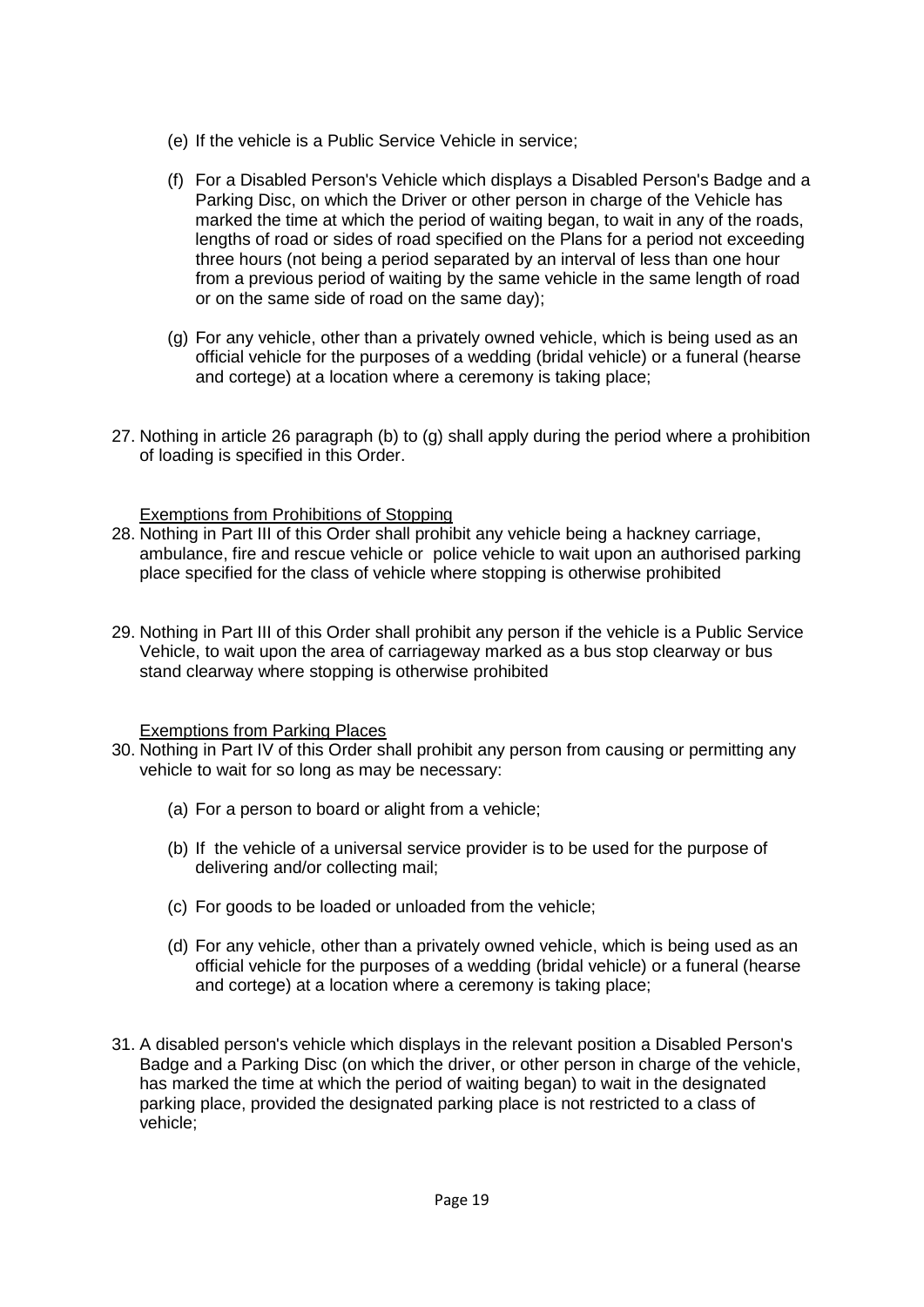(e) If the vehicle is a Public Service Vehicle in service;

(f) For a Disabled Person's Vehicle which displays a Disabled Person's Badge and a Parking Disc, on which the Driver or other person in charge of the Vehicle has marked the time at which the period of waiting began, to wait in any of the roads, lengths of road or sides of road specified on the Plans for a period not exceeding three hours (not being a period separated by an interval of less than one hour from a previous period of waiting by the same vehicle in the same length of road or on the same side of road on the same day);

(g) For any vehicle, other than a privately owned vehicle, which is being used as an official vehicle for the purposes of a wedding (bridal vehicle) or a funeral (hearse and cortege) at a location where a ceremony is taking place;

27. Nothing in article 26 paragraph (b) to (g) shall apply during the period where a prohibition of loading is specified in this Order.

<u>Exemptions from Prohibitions of Stopping</u>

28. Nothing in Part III of this Order shall prohibit any vehicle being a hackney carriage, ambulance, fire and rescue vehicle or police vehicle to wait upon an authorised parking place specified for the class of vehicle where stopping is otherwise prohibited

29. Nothing in Part III of this Order shall prohibit any person if the vehicle is a Public Service Vehicle, to wait upon the area of carriageway marked as a bus stop clearway or bus stand clearway where stopping is otherwise prohibited

<u>Exemptions from Parking Places</u>

30. Nothing in Part IV of this Order shall prohibit any person from causing or permitting any vehicle to wait for so long as may be necessary:

    (a) For a person to board or alight from a vehicle;

    (b) If the vehicle of a universal service provider is to be used for the purpose of delivering and/or collecting mail;

    (c) For goods to be loaded or unloaded from the vehicle;

    (d) For any vehicle, other than a privately owned vehicle, which is being used as an official vehicle for the purposes of a wedding (bridal vehicle) or a funeral (hearse and cortege) at a location where a ceremony is taking place;

31. A disabled person's vehicle which displays in the relevant position a Disabled Person's Badge and a Parking Disc (on which the driver, or other person in charge of the vehicle, has marked the time at which the period of waiting began) to wait in the designated parking place, provided the designated parking place is not restricted to a class of vehicle;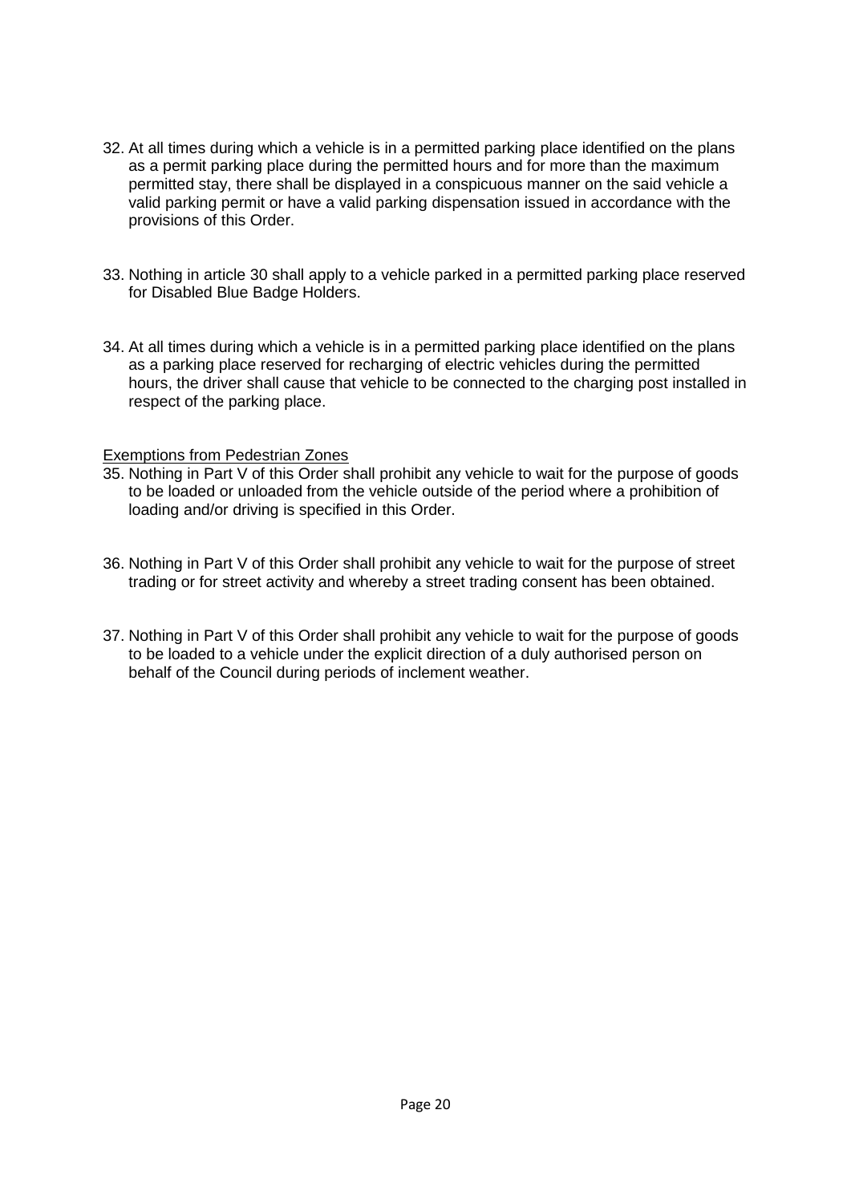32. At all times during which a vehicle is in a permitted parking place identified on the plans as a permit parking place during the permitted hours and for more than the maximum permitted stay, there shall be displayed in a conspicuous manner on the said vehicle a valid parking permit or have a valid parking dispensation issued in accordance with the provisions of this Order.

33. Nothing in article 30 shall apply to a vehicle parked in a permitted parking place reserved for Disabled Blue Badge Holders.

34. At all times during which a vehicle is in a permitted parking place identified on the plans as a parking place reserved for recharging of electric vehicles during the permitted hours, the driver shall cause that vehicle to be connected to the charging post installed in respect of the parking place.

<u>Exemptions from Pedestrian Zones</u>

35. Nothing in Part V of this Order shall prohibit any vehicle to wait for the purpose of goods to be loaded or unloaded from the vehicle outside of the period where a prohibition of loading and/or driving is specified in this Order.

36. Nothing in Part V of this Order shall prohibit any vehicle to wait for the purpose of street trading or for street activity and whereby a street trading consent has been obtained.

37. Nothing in Part V of this Order shall prohibit any vehicle to wait for the purpose of goods to be loaded to a vehicle under the explicit direction of a duly authorised person on behalf of the Council during periods of inclement weather.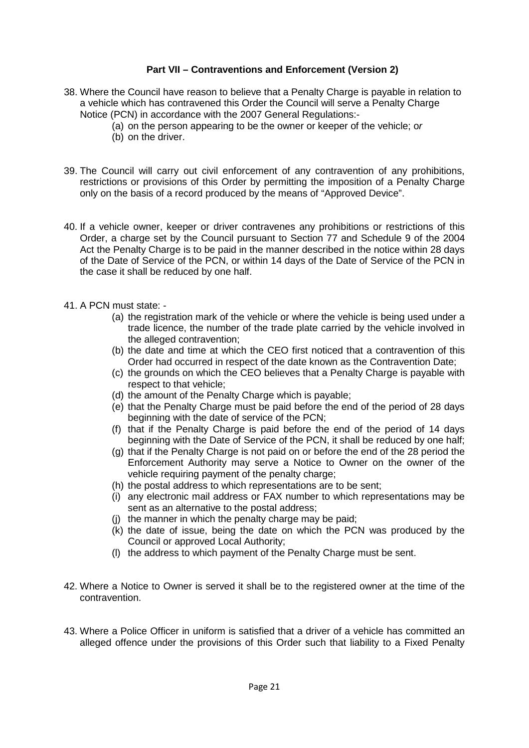**Part VII – Contraventions and Enforcement (Version 2)**

38. Where the Council have reason to believe that a Penalty Charge is payable in relation to a vehicle which has contravened this Order the Council will serve a Penalty Charge Notice (PCN) in accordance with the 2007 General Regulations:-
    (a) on the person appearing to be the owner or keeper of the vehicle; o*r*
    (b) on the driver.

39. The Council will carry out civil enforcement of any contravention of any prohibitions, restrictions or provisions of this Order by permitting the imposition of a Penalty Charge only on the basis of a record produced by the means of "Approved Device".

40. If a vehicle owner, keeper or driver contravenes any prohibitions or restrictions of this Order, a charge set by the Council pursuant to Section 77 and Schedule 9 of the 2004 Act the Penalty Charge is to be paid in the manner described in the notice within 28 days of the Date of Service of the PCN, or within 14 days of the Date of Service of the PCN in the case it shall be reduced by one half.

41. A PCN must state: -
    (a) the registration mark of the vehicle or where the vehicle is being used under a trade licence, the number of the trade plate carried by the vehicle involved in the alleged contravention;
    (b) the date and time at which the CEO first noticed that a contravention of this Order had occurred in respect of the date known as the Contravention Date;
    (c) the grounds on which the CEO believes that a Penalty Charge is payable with respect to that vehicle;
    (d) the amount of the Penalty Charge which is payable;
    (e) that the Penalty Charge must be paid before the end of the period of 28 days beginning with the date of service of the PCN;
    (f) that if the Penalty Charge is paid before the end of the period of 14 days beginning with the Date of Service of the PCN, it shall be reduced by one half;
    (g) that if the Penalty Charge is not paid on or before the end of the 28 period the Enforcement Authority may serve a Notice to Owner on the owner of the vehicle requiring payment of the penalty charge;
    (h) the postal address to which representations are to be sent;
    (i) any electronic mail address or FAX number to which representations may be sent as an alternative to the postal address;
    (j) the manner in which the penalty charge may be paid;
    (k) the date of issue, being the date on which the PCN was produced by the Council or approved Local Authority;
    (l) the address to which payment of the Penalty Charge must be sent.

42. Where a Notice to Owner is served it shall be to the registered owner at the time of the contravention.

43. Where a Police Officer in uniform is satisfied that a driver of a vehicle has committed an alleged offence under the provisions of this Order such that liability to a Fixed Penalty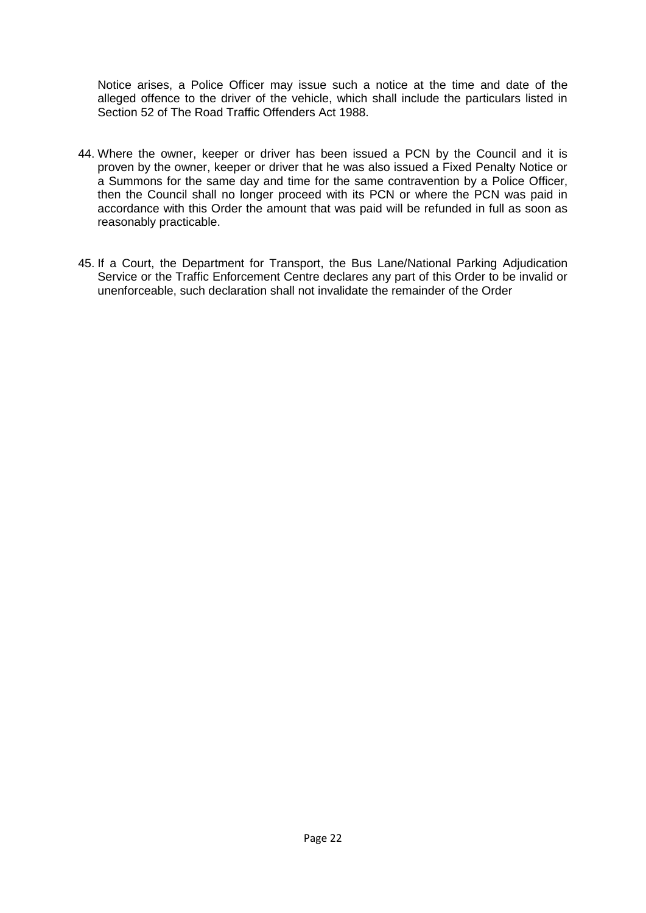Notice arises, a Police Officer may issue such a notice at the time and date of the alleged offence to the driver of the vehicle, which shall include the particulars listed in Section 52 of The Road Traffic Offenders Act 1988.

44. Where the owner, keeper or driver has been issued a PCN by the Council and it is proven by the owner, keeper or driver that he was also issued a Fixed Penalty Notice or a Summons for the same day and time for the same contravention by a Police Officer, then the Council shall no longer proceed with its PCN or where the PCN was paid in accordance with this Order the amount that was paid will be refunded in full as soon as reasonably practicable.

45. If a Court, the Department for Transport, the Bus Lane/National Parking Adjudication Service or the Traffic Enforcement Centre declares any part of this Order to be invalid or unenforceable, such declaration shall not invalidate the remainder of the Order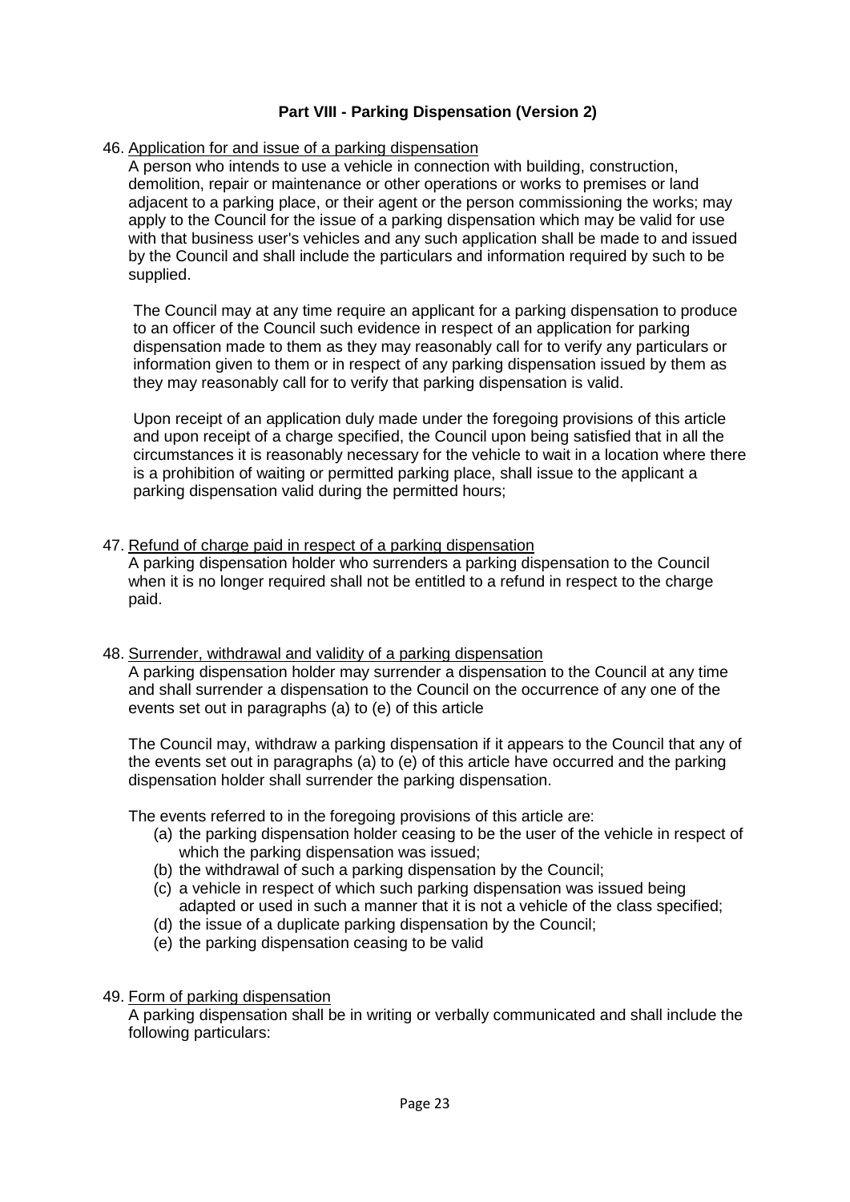## Part VIII - Parking Dispensation (Version 2)

46. Application for and issue of a parking dispensation

A person who intends to use a vehicle in connection with building, construction, demolition, repair or maintenance or other operations or works to premises or land adjacent to a parking place, or their agent or the person commissioning the works; may apply to the Council for the issue of a parking dispensation which may be valid for use with that business user's vehicles and any such application shall be made to and issued by the Council and shall include the particulars and information required by such to be supplied.

The Council may at any time require an applicant for a parking dispensation to produce to an officer of the Council such evidence in respect of an application for parking dispensation made to them as they may reasonably call for to verify any particulars or information given to them or in respect of any parking dispensation issued by them as they may reasonably call for to verify that parking dispensation is valid.

Upon receipt of an application duly made under the foregoing provisions of this article and upon receipt of a charge specified, the Council upon being satisfied that in all the circumstances it is reasonably necessary for the vehicle to wait in a location where there is a prohibition of waiting or permitted parking place, shall issue to the applicant a parking dispensation valid during the permitted hours;

47. Refund of charge paid in respect of a parking dispensation

A parking dispensation holder who surrenders a parking dispensation to the Council when it is no longer required shall not be entitled to a refund in respect to the charge paid.

48. Surrender, withdrawal and validity of a parking dispensation

A parking dispensation holder may surrender a dispensation to the Council at any time and shall surrender a dispensation to the Council on the occurrence of any one of the events set out in paragraphs (a) to (e) of this article

The Council may, withdraw a parking dispensation if it appears to the Council that any of the events set out in paragraphs (a) to (e) of this article have occurred and the parking dispensation holder shall surrender the parking dispensation.

The events referred to in the foregoing provisions of this article are:

- (a) the parking dispensation holder ceasing to be the user of the vehicle in respect of which the parking dispensation was issued;
- (b) the withdrawal of such a parking dispensation by the Council;
- (c) a vehicle in respect of which such parking dispensation was issued being adapted or used in such a manner that it is not a vehicle of the class specified;
- (d) the issue of a duplicate parking dispensation by the Council;
- (e) the parking dispensation ceasing to be valid

49. Form of parking dispensation

A parking dispensation shall be in writing or verbally communicated and shall include the following particulars: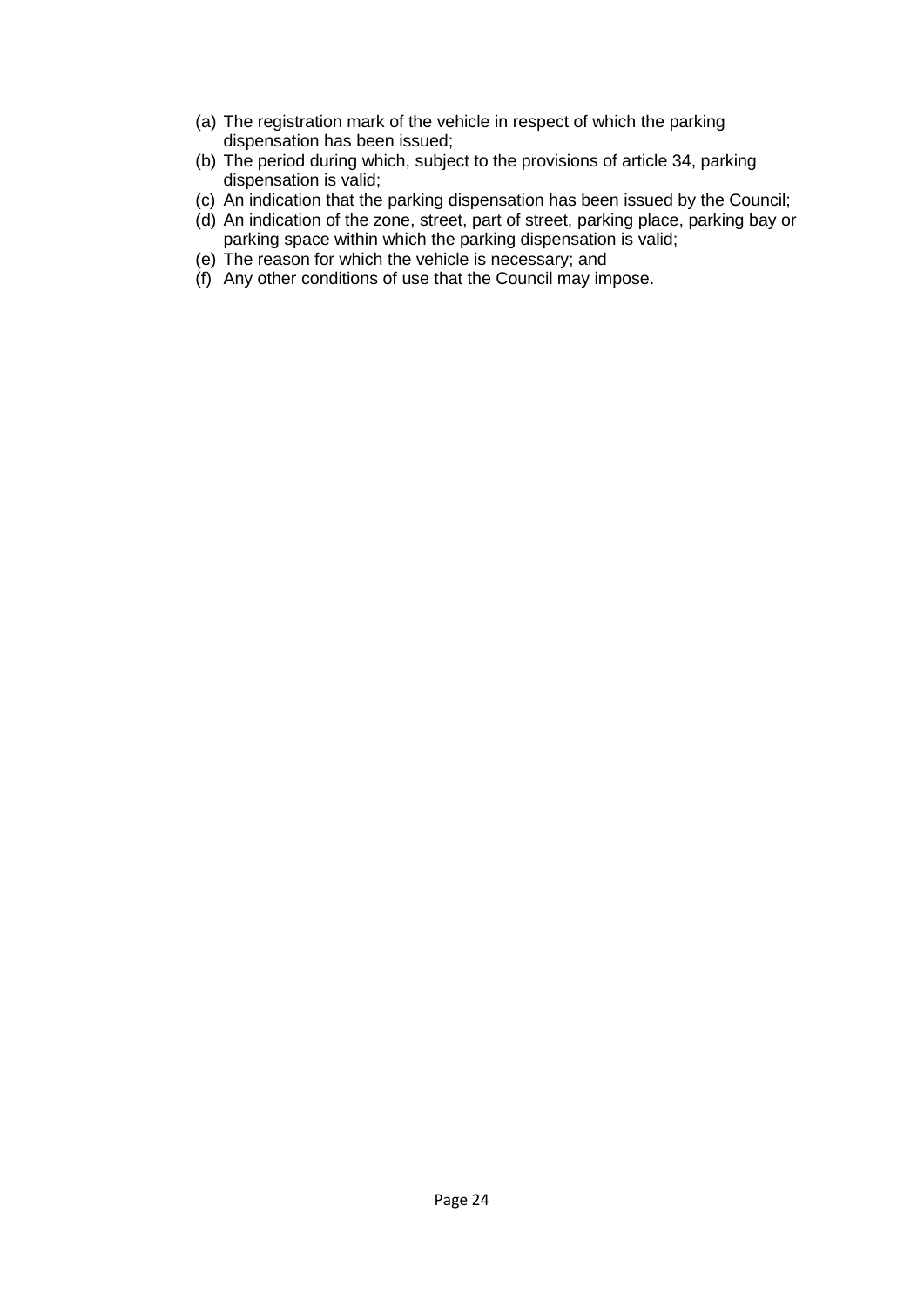(a) The registration mark of the vehicle in respect of which the parking dispensation has been issued;
(b) The period during which, subject to the provisions of article 34, parking dispensation is valid;
(c) An indication that the parking dispensation has been issued by the Council;
(d) An indication of the zone, street, part of street, parking place, parking bay or parking space within which the parking dispensation is valid;
(e) The reason for which the vehicle is necessary; and
(f) Any other conditions of use that the Council may impose.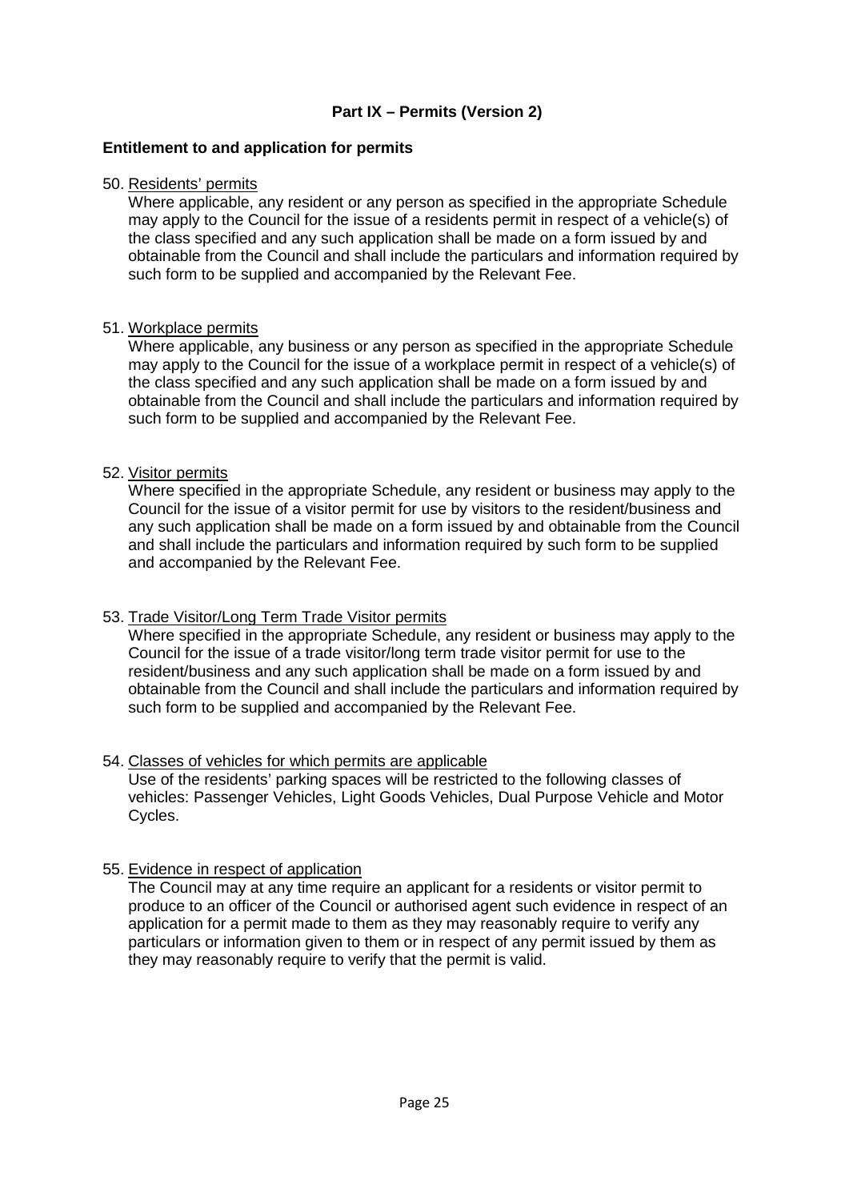## Part IX – Permits (Version 2)

### Entitlement to and application for permits

50. Residents' permits

    Where applicable, any resident or any person as specified in the appropriate Schedule may apply to the Council for the issue of a residents permit in respect of a vehicle(s) of the class specified and any such application shall be made on a form issued by and obtainable from the Council and shall include the particulars and information required by such form to be supplied and accompanied by the Relevant Fee.

51. Workplace permits

    Where applicable, any business or any person as specified in the appropriate Schedule may apply to the Council for the issue of a workplace permit in respect of a vehicle(s) of the class specified and any such application shall be made on a form issued by and obtainable from the Council and shall include the particulars and information required by such form to be supplied and accompanied by the Relevant Fee.

52. Visitor permits

    Where specified in the appropriate Schedule, any resident or business may apply to the Council for the issue of a visitor permit for use by visitors to the resident/business and any such application shall be made on a form issued by and obtainable from the Council and shall include the particulars and information required by such form to be supplied and accompanied by the Relevant Fee.

53. Trade Visitor/Long Term Trade Visitor permits

    Where specified in the appropriate Schedule, any resident or business may apply to the Council for the issue of a trade visitor/long term trade visitor permit for use to the resident/business and any such application shall be made on a form issued by and obtainable from the Council and shall include the particulars and information required by such form to be supplied and accompanied by the Relevant Fee.

54. Classes of vehicles for which permits are applicable

    Use of the residents' parking spaces will be restricted to the following classes of vehicles: Passenger Vehicles, Light Goods Vehicles, Dual Purpose Vehicle and Motor Cycles.

55. Evidence in respect of application

    The Council may at any time require an applicant for a residents or visitor permit to produce to an officer of the Council or authorised agent such evidence in respect of an application for a permit made to them as they may reasonably require to verify any particulars or information given to them or in respect of any permit issued by them as they may reasonably require to verify that the permit is valid.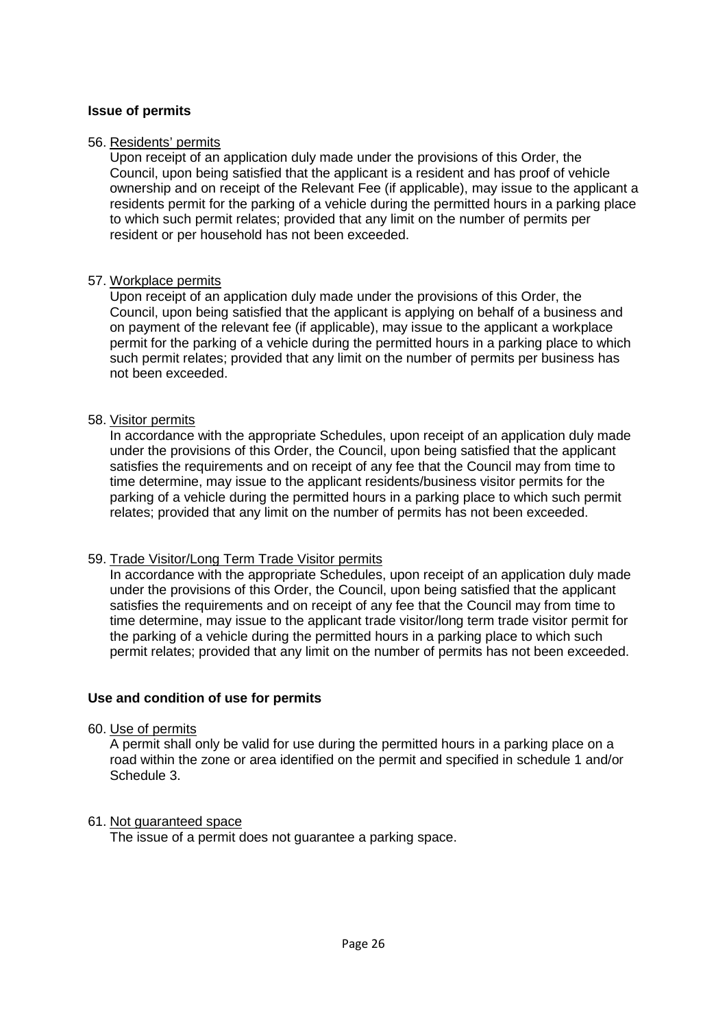**Issue of permits**

56. Residents' permits

Upon receipt of an application duly made under the provisions of this Order, the Council, upon being satisfied that the applicant is a resident and has proof of vehicle ownership and on receipt of the Relevant Fee (if applicable), may issue to the applicant a residents permit for the parking of a vehicle during the permitted hours in a parking place to which such permit relates; provided that any limit on the number of permits per resident or per household has not been exceeded.

57. Workplace permits

Upon receipt of an application duly made under the provisions of this Order, the Council, upon being satisfied that the applicant is applying on behalf of a business and on payment of the relevant fee (if applicable), may issue to the applicant a workplace permit for the parking of a vehicle during the permitted hours in a parking place to which such permit relates; provided that any limit on the number of permits per business has not been exceeded.

58. Visitor permits

In accordance with the appropriate Schedules, upon receipt of an application duly made under the provisions of this Order, the Council, upon being satisfied that the applicant satisfies the requirements and on receipt of any fee that the Council may from time to time determine, may issue to the applicant residents/business visitor permits for the parking of a vehicle during the permitted hours in a parking place to which such permit relates; provided that any limit on the number of permits has not been exceeded.

59. Trade Visitor/Long Term Trade Visitor permits

In accordance with the appropriate Schedules, upon receipt of an application duly made under the provisions of this Order, the Council, upon being satisfied that the applicant satisfies the requirements and on receipt of any fee that the Council may from time to time determine, may issue to the applicant trade visitor/long term trade visitor permit for the parking of a vehicle during the permitted hours in a parking place to which such permit relates; provided that any limit on the number of permits has not been exceeded.

**Use and condition of use for permits**

60. Use of permits

A permit shall only be valid for use during the permitted hours in a parking place on a road within the zone or area identified on the permit and specified in schedule 1 and/or Schedule 3.

61. Not guaranteed space

The issue of a permit does not guarantee a parking space.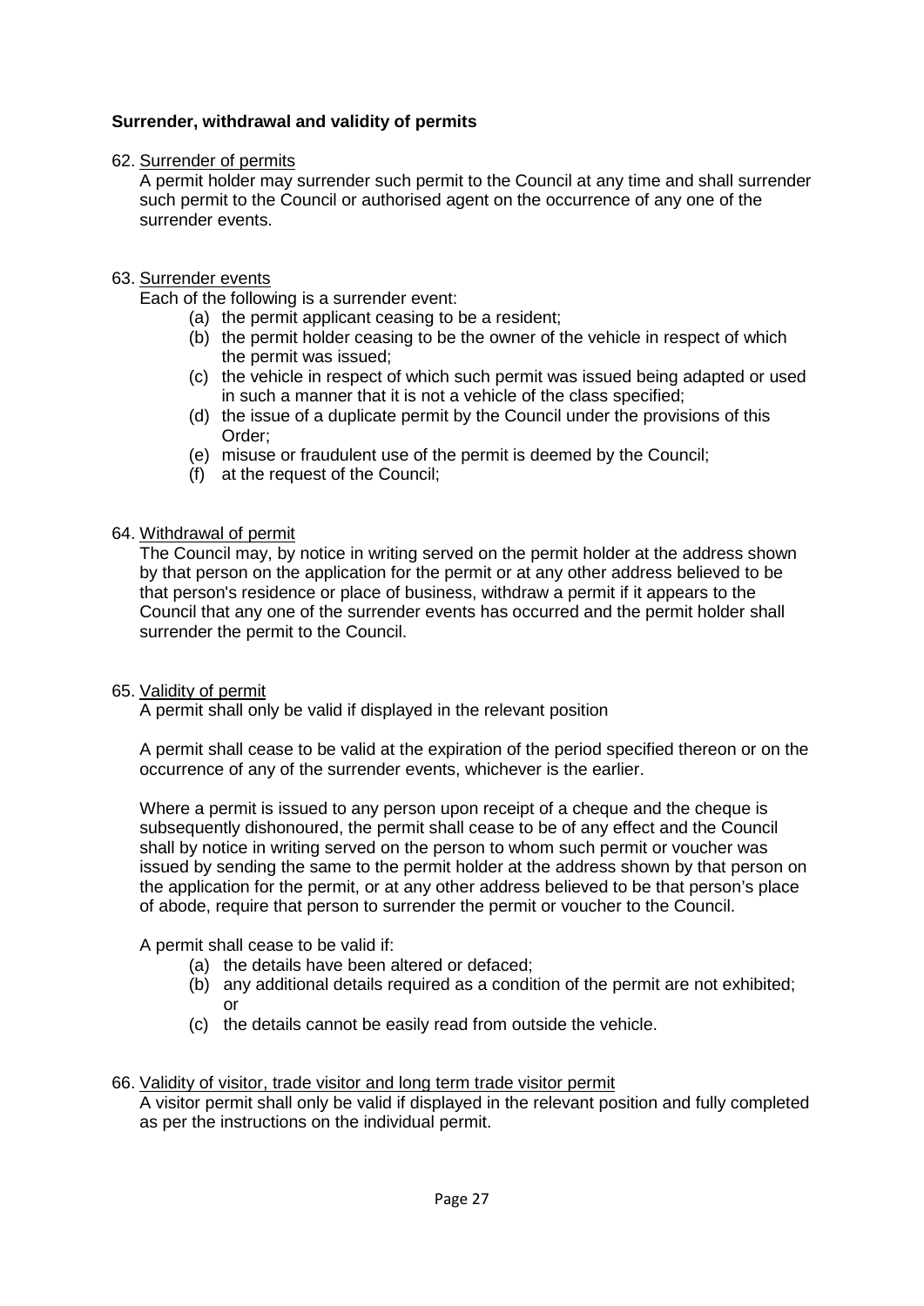**Surrender, withdrawal and validity of permits**

62. Surrender of permits

A permit holder may surrender such permit to the Council at any time and shall surrender such permit to the Council or authorised agent on the occurrence of any one of the surrender events.

63. Surrender events

Each of the following is a surrender event:

(a) the permit applicant ceasing to be a resident;
(b) the permit holder ceasing to be the owner of the vehicle in respect of which the permit was issued;
(c) the vehicle in respect of which such permit was issued being adapted or used in such a manner that it is not a vehicle of the class specified;
(d) the issue of a duplicate permit by the Council under the provisions of this Order;
(e) misuse or fraudulent use of the permit is deemed by the Council;
(f) at the request of the Council;

64. Withdrawal of permit

The Council may, by notice in writing served on the permit holder at the address shown by that person on the application for the permit or at any other address believed to be that person's residence or place of business, withdraw a permit if it appears to the Council that any one of the surrender events has occurred and the permit holder shall surrender the permit to the Council.

65. Validity of permit

A permit shall only be valid if displayed in the relevant position

A permit shall cease to be valid at the expiration of the period specified thereon or on the occurrence of any of the surrender events, whichever is the earlier.

Where a permit is issued to any person upon receipt of a cheque and the cheque is subsequently dishonoured, the permit shall cease to be of any effect and the Council shall by notice in writing served on the person to whom such permit or voucher was issued by sending the same to the permit holder at the address shown by that person on the application for the permit, or at any other address believed to be that person's place of abode, require that person to surrender the permit or voucher to the Council.

A permit shall cease to be valid if:

(a) the details have been altered or defaced;
(b) any additional details required as a condition of the permit are not exhibited; or
(c) the details cannot be easily read from outside the vehicle.

66. Validity of visitor, trade visitor and long term trade visitor permit

A visitor permit shall only be valid if displayed in the relevant position and fully completed as per the instructions on the individual permit.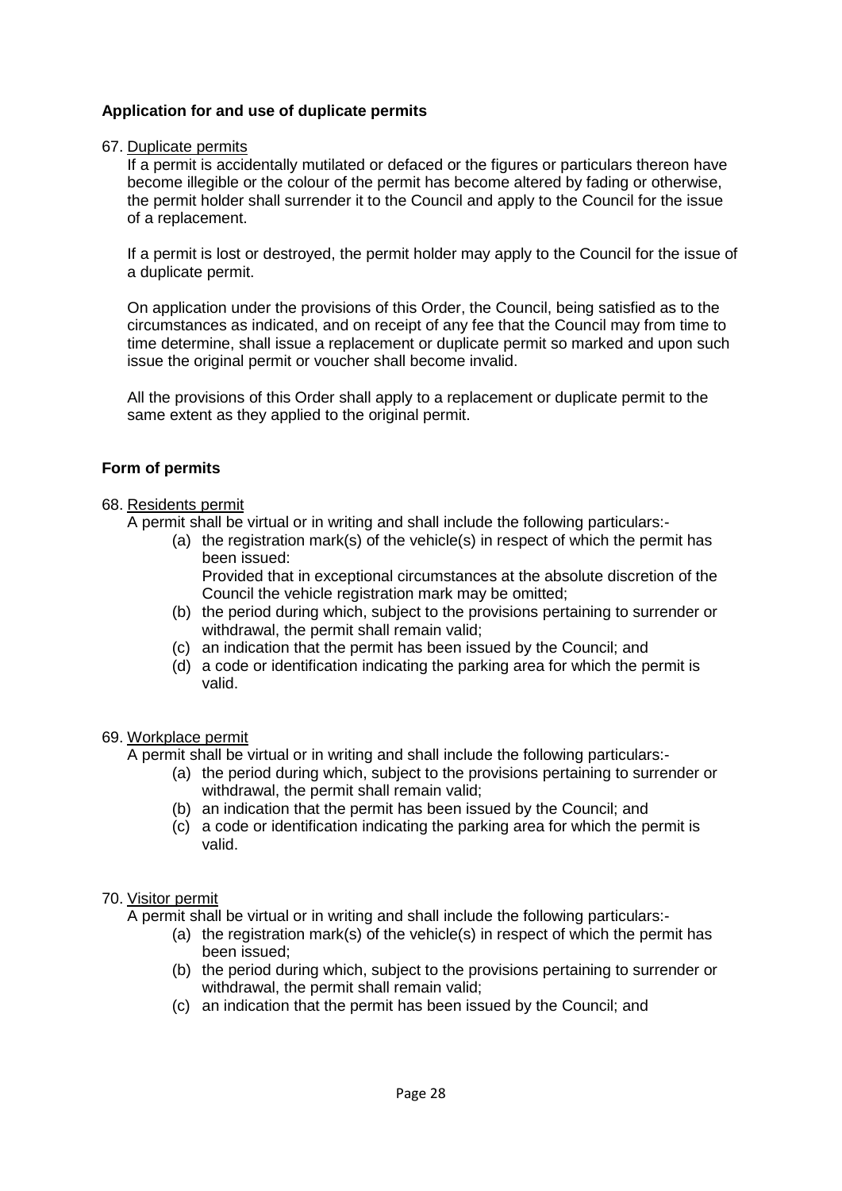**Application for and use of duplicate permits**

67. Duplicate permits

If a permit is accidentally mutilated or defaced or the figures or particulars thereon have become illegible or the colour of the permit has become altered by fading or otherwise, the permit holder shall surrender it to the Council and apply to the Council for the issue of a replacement.

If a permit is lost or destroyed, the permit holder may apply to the Council for the issue of a duplicate permit.

On application under the provisions of this Order, the Council, being satisfied as to the circumstances as indicated, and on receipt of any fee that the Council may from time to time determine, shall issue a replacement or duplicate permit so marked and upon such issue the original permit or voucher shall become invalid.

All the provisions of this Order shall apply to a replacement or duplicate permit to the same extent as they applied to the original permit.

**Form of permits**

68. Residents permit

A permit shall be virtual or in writing and shall include the following particulars:-

- (a) the registration mark(s) of the vehicle(s) in respect of which the permit has been issued:
  Provided that in exceptional circumstances at the absolute discretion of the Council the vehicle registration mark may be omitted;
- (b) the period during which, subject to the provisions pertaining to surrender or withdrawal, the permit shall remain valid;
- (c) an indication that the permit has been issued by the Council; and
- (d) a code or identification indicating the parking area for which the permit is valid.

69. Workplace permit

A permit shall be virtual or in writing and shall include the following particulars:-

- (a) the period during which, subject to the provisions pertaining to surrender or withdrawal, the permit shall remain valid;
- (b) an indication that the permit has been issued by the Council; and
- (c) a code or identification indicating the parking area for which the permit is valid.

70. Visitor permit

A permit shall be virtual or in writing and shall include the following particulars:-

- (a) the registration mark(s) of the vehicle(s) in respect of which the permit has been issued;
- (b) the period during which, subject to the provisions pertaining to surrender or withdrawal, the permit shall remain valid;
- (c) an indication that the permit has been issued by the Council; and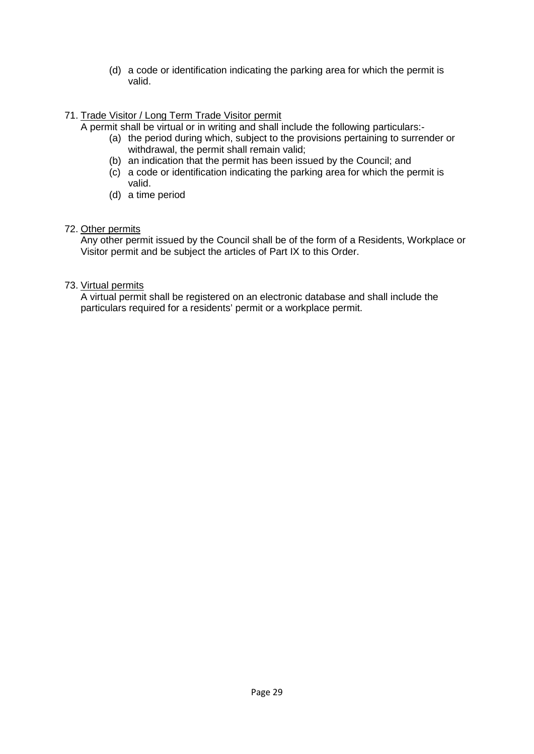(d) a code or identification indicating the parking area for which the permit is valid.

71. <u>Trade Visitor / Long Term Trade Visitor permit</u>
    A permit shall be virtual or in writing and shall include the following particulars:-
    (a) the period during which, subject to the provisions pertaining to surrender or withdrawal, the permit shall remain valid;
    (b) an indication that the permit has been issued by the Council; and
    (c) a code or identification indicating the parking area for which the permit is valid.
    (d) a time period

72. <u>Other permits</u>
    Any other permit issued by the Council shall be of the form of a Residents, Workplace or Visitor permit and be subject the articles of Part IX to this Order.

73. <u>Virtual permits</u>
    A virtual permit shall be registered on an electronic database and shall include the particulars required for a residents' permit or a workplace permit.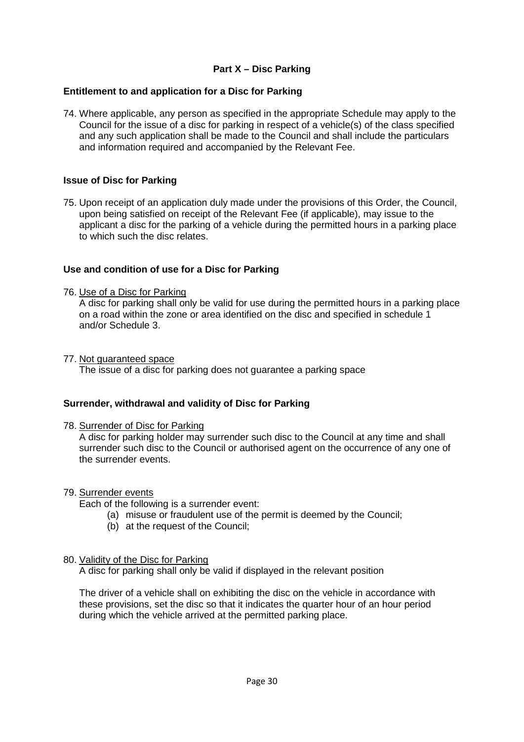## Part X – Disc Parking

### Entitlement to and application for a Disc for Parking

74. Where applicable, any person as specified in the appropriate Schedule may apply to the Council for the issue of a disc for parking in respect of a vehicle(s) of the class specified and any such application shall be made to the Council and shall include the particulars and information required and accompanied by the Relevant Fee.

### Issue of Disc for Parking

75. Upon receipt of an application duly made under the provisions of this Order, the Council, upon being satisfied on receipt of the Relevant Fee (if applicable), may issue to the applicant a disc for the parking of a vehicle during the permitted hours in a parking place to which such the disc relates.

### Use and condition of use for a Disc for Parking

76. Use of a Disc for Parking
    A disc for parking shall only be valid for use during the permitted hours in a parking place on a road within the zone or area identified on the disc and specified in schedule 1 and/or Schedule 3.

77. Not guaranteed space
    The issue of a disc for parking does not guarantee a parking space

### Surrender, withdrawal and validity of Disc for Parking

78. Surrender of Disc for Parking
    A disc for parking holder may surrender such disc to the Council at any time and shall surrender such disc to the Council or authorised agent on the occurrence of any one of the surrender events.

79. Surrender events
    Each of the following is a surrender event:
    (a) misuse or fraudulent use of the permit is deemed by the Council;
    (b) at the request of the Council;

80. Validity of the Disc for Parking
    A disc for parking shall only be valid if displayed in the relevant position

    The driver of a vehicle shall on exhibiting the disc on the vehicle in accordance with these provisions, set the disc so that it indicates the quarter hour of an hour period during which the vehicle arrived at the permitted parking place.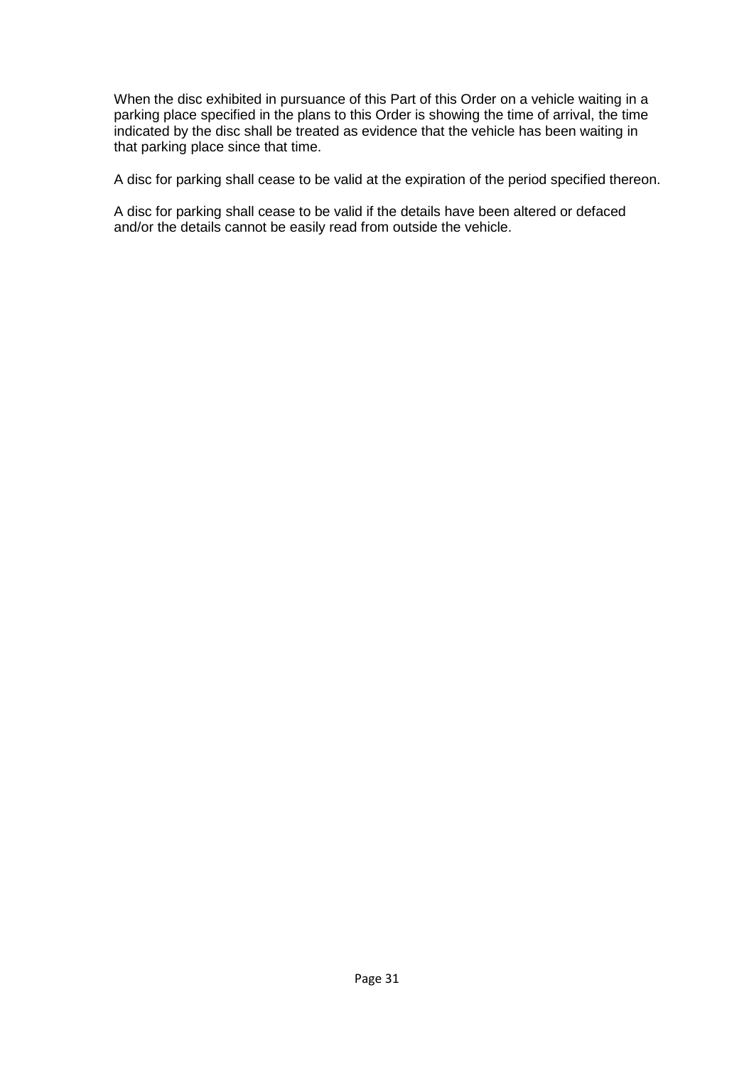When the disc exhibited in pursuance of this Part of this Order on a vehicle waiting in a parking place specified in the plans to this Order is showing the time of arrival, the time indicated by the disc shall be treated as evidence that the vehicle has been waiting in that parking place since that time.

A disc for parking shall cease to be valid at the expiration of the period specified thereon.

A disc for parking shall cease to be valid if the details have been altered or defaced and/or the details cannot be easily read from outside the vehicle.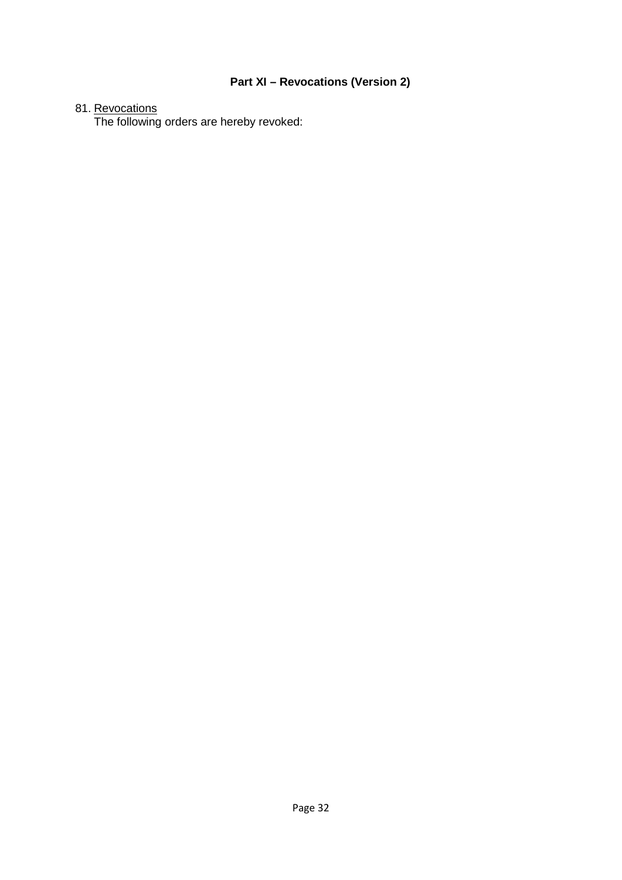## Part XI – Revocations (Version 2)

81. <u>Revocations</u>
    The following orders are hereby revoked: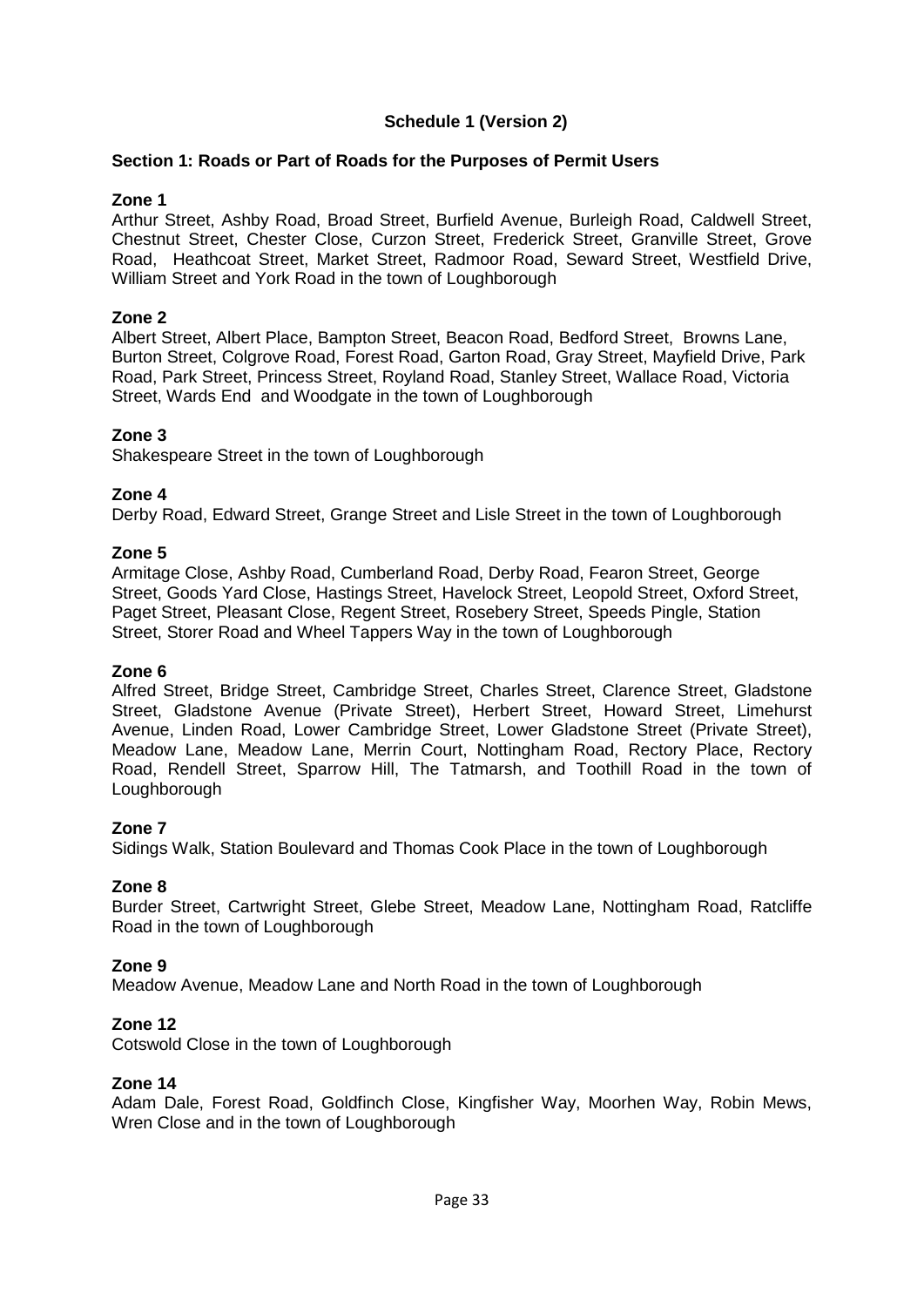# Schedule 1 (Version 2)

## Section 1: Roads or Part of Roads for the Purposes of Permit Users

### Zone 1

Arthur Street, Ashby Road, Broad Street, Burfield Avenue, Burleigh Road, Caldwell Street, Chestnut Street, Chester Close, Curzon Street, Frederick Street, Granville Street, Grove Road, Heathcoat Street, Market Street, Radmoor Road, Seward Street, Westfield Drive, William Street and York Road in the town of Loughborough

### Zone 2

Albert Street, Albert Place, Bampton Street, Beacon Road, Bedford Street, Browns Lane, Burton Street, Colgrove Road, Forest Road, Garton Road, Gray Street, Mayfield Drive, Park Road, Park Street, Princess Street, Royland Road, Stanley Street, Wallace Road, Victoria Street, Wards End and Woodgate in the town of Loughborough

### Zone 3

Shakespeare Street in the town of Loughborough

### Zone 4

Derby Road, Edward Street, Grange Street and Lisle Street in the town of Loughborough

### Zone 5

Armitage Close, Ashby Road, Cumberland Road, Derby Road, Fearon Street, George Street, Goods Yard Close, Hastings Street, Havelock Street, Leopold Street, Oxford Street, Paget Street, Pleasant Close, Regent Street, Rosebery Street, Speeds Pingle, Station Street, Storer Road and Wheel Tappers Way in the town of Loughborough

### Zone 6

Alfred Street, Bridge Street, Cambridge Street, Charles Street, Clarence Street, Gladstone Street, Gladstone Avenue (Private Street), Herbert Street, Howard Street, Limehurst Avenue, Linden Road, Lower Cambridge Street, Lower Gladstone Street (Private Street), Meadow Lane, Meadow Lane, Merrin Court, Nottingham Road, Rectory Place, Rectory Road, Rendell Street, Sparrow Hill, The Tatmarsh, and Toothill Road in the town of Loughborough

### Zone 7

Sidings Walk, Station Boulevard and Thomas Cook Place in the town of Loughborough

### Zone 8

Burder Street, Cartwright Street, Glebe Street, Meadow Lane, Nottingham Road, Ratcliffe Road in the town of Loughborough

### Zone 9

Meadow Avenue, Meadow Lane and North Road in the town of Loughborough

### Zone 12

Cotswold Close in the town of Loughborough

### Zone 14

Adam Dale, Forest Road, Goldfinch Close, Kingfisher Way, Moorhen Way, Robin Mews, Wren Close and in the town of Loughborough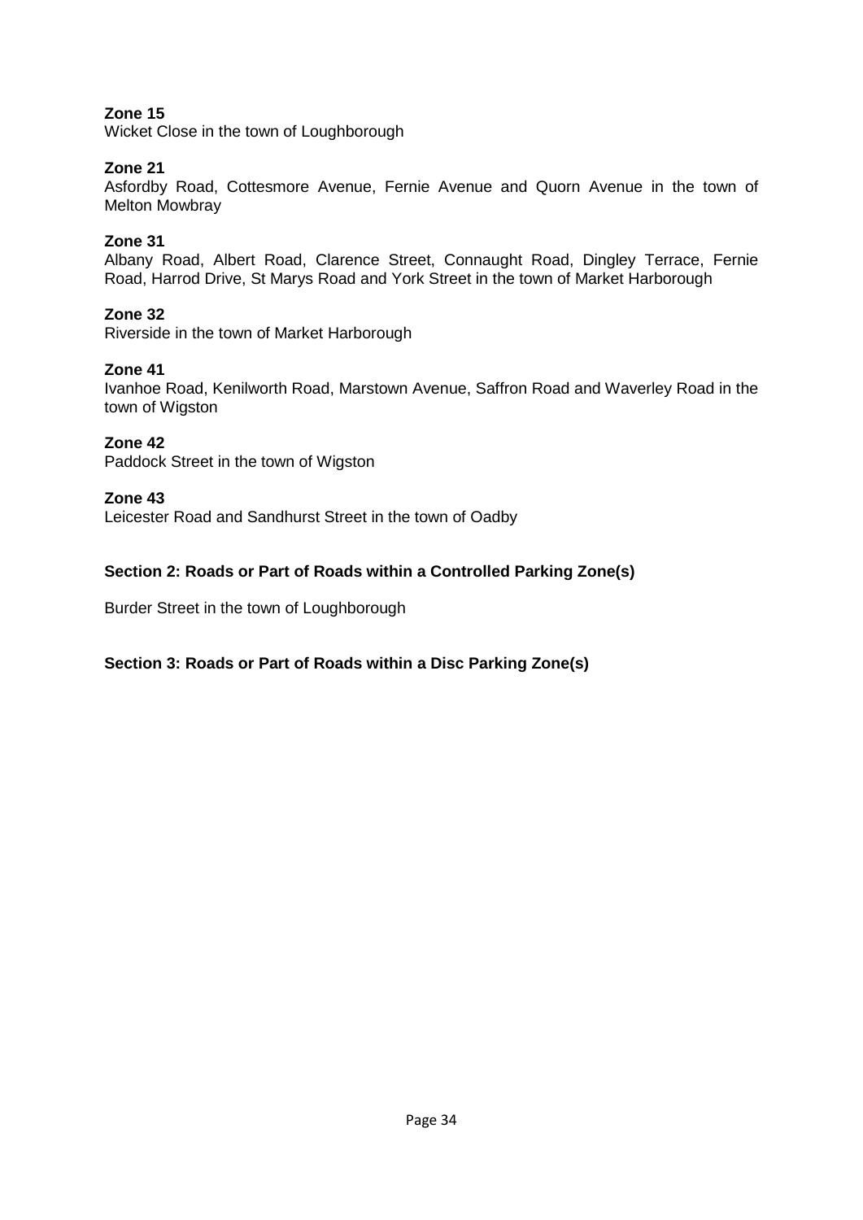**Zone 15**
Wicket Close in the town of Loughborough

**Zone 21**
Asfordby Road, Cottesmore Avenue, Fernie Avenue and Quorn Avenue in the town of Melton Mowbray

**Zone 31**
Albany Road, Albert Road, Clarence Street, Connaught Road, Dingley Terrace, Fernie Road, Harrod Drive, St Marys Road and York Street in the town of Market Harborough

**Zone 32**
Riverside in the town of Market Harborough

**Zone 41**
Ivanhoe Road, Kenilworth Road, Marstown Avenue, Saffron Road and Waverley Road in the town of Wigston

**Zone 42**
Paddock Street in the town of Wigston

**Zone 43**
Leicester Road and Sandhurst Street in the town of Oadby

## Section 2: Roads or Part of Roads within a Controlled Parking Zone(s)

Burder Street in the town of Loughborough

## Section 3: Roads or Part of Roads within a Disc Parking Zone(s)